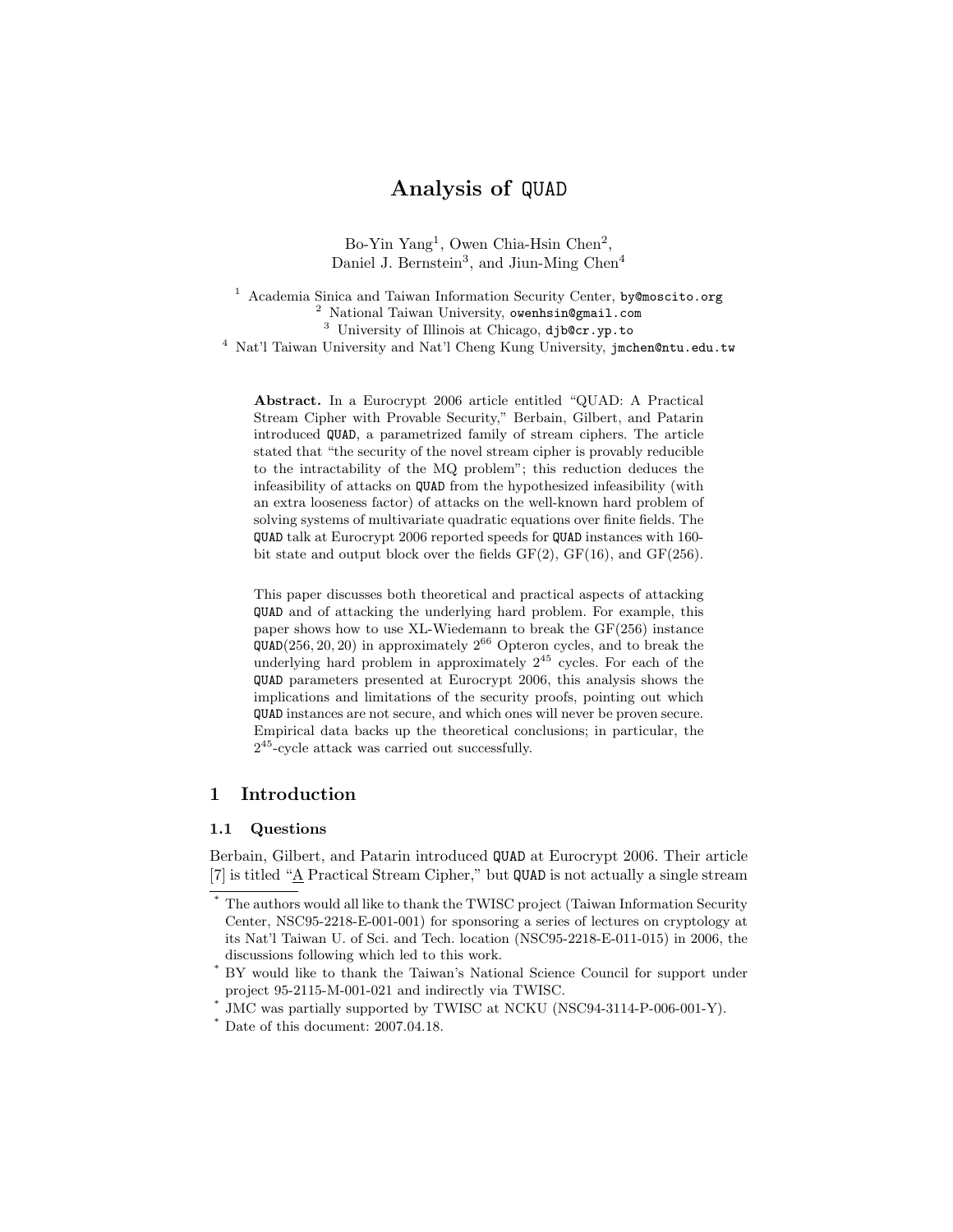# Analysis of QUAD

Bo-Yin Yang[1], Owen Chia-Hsin Chen[2], Daniel J. Bernstein[3], and Jiun-Ming Chen[4]

[1] Academia Sinica and Taiwan Information Security Center, by@moscito.org
[2] National Taiwan University, owenhsin@gmail.com
[3] University of Illinois at Chicago, djb@cr.yp.to
[4] Nat'l Taiwan University and Nat'l Cheng Kung University, jmchen@ntu.edu.tw

**Abstract.** In a Eurocrypt 2006 article entitled "QUAD: A Practical Stream Cipher with Provable Security," Berbain, Gilbert, and Patarin introduced QUAD, a parametrized family of stream ciphers. The article stated that "the security of the novel stream cipher is provably reducible to the intractability of the MQ problem"; this reduction deduces the infeasibility of attacks on QUAD from the hypothesized infeasibility (with an extra looseness factor) of attacks on the well-known hard problem of solving systems of multivariate quadratic equations over finite fields. The QUAD talk at Eurocrypt 2006 reported speeds for QUAD instances with 160-bit state and output block over the fields GF(2), GF(16), and GF(256).

This paper discusses both theoretical and practical aspects of attacking QUAD and of attacking the underlying hard problem. For example, this paper shows how to use XL-Wiedemann to break the GF(256) instance QUAD(256, 20, 20) in approximately $2^{66}$ Opteron cycles, and to break the underlying hard problem in approximately $2^{45}$ cycles. For each of the QUAD parameters presented at Eurocrypt 2006, this analysis shows the implications and limitations of the security proofs, pointing out which QUAD instances are not secure, and which ones will never be proven secure. Empirical data backs up the theoretical conclusions; in particular, the $2^{45}$-cycle attack was carried out successfully.

## 1 Introduction

### 1.1 Questions

Berbain, Gilbert, and Patarin introduced QUAD at Eurocrypt 2006. Their article [7] is titled "A Practical Stream Cipher," but QUAD is not actually a single stream

* The authors would all like to thank the TWISC project (Taiwan Information Security Center, NSC95-2218-E-001-001) for sponsoring a series of lectures on cryptology at its Nat'l Taiwan U. of Sci. and Tech. location (NSC95-2218-E-011-015) in 2006, the discussions following which led to this work.
* BY would like to thank the Taiwan's National Science Council for support under project 95-2115-M-001-021 and indirectly via TWISC.
* JMC was partially supported by TWISC at NCKU (NSC94-3114-P-006-001-Y).
* Date of this document: 2007.04.18.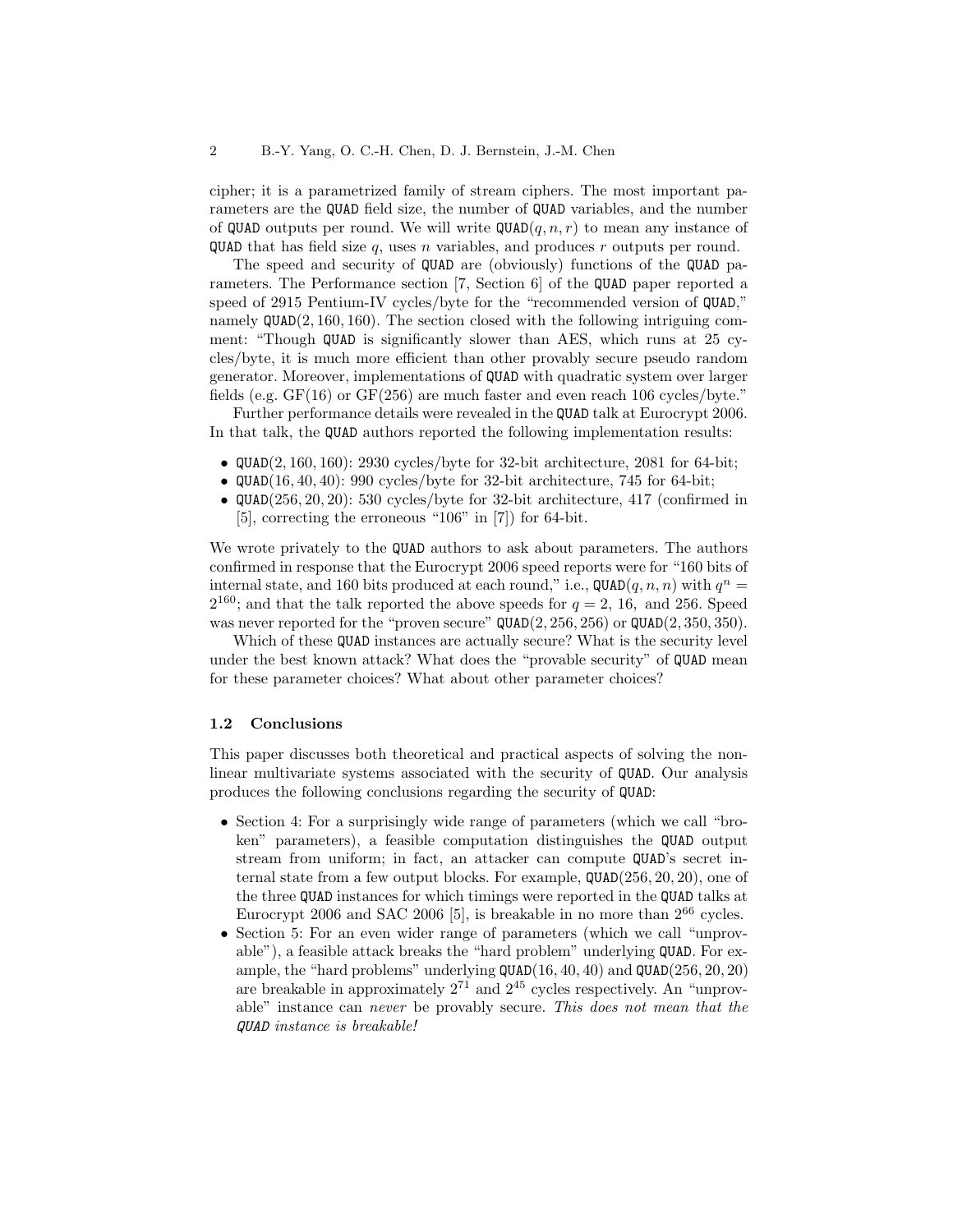cipher; it is a parametrized family of stream ciphers. The most important parameters are the QUAD field size, the number of QUAD variables, and the number of QUAD outputs per round. We will write QUAD$(q, n, r)$ to mean any instance of QUAD that has field size $q$, uses $n$ variables, and produces $r$ outputs per round.

The speed and security of QUAD are (obviously) functions of the QUAD parameters. The Performance section [7, Section 6] of the QUAD paper reported a speed of 2915 Pentium-IV cycles/byte for the "recommended version of QUAD," namely QUAD$(2, 160, 160)$. The section closed with the following intriguing comment: "Though QUAD is significantly slower than AES, which runs at 25 cycles/byte, it is much more efficient than other provably secure pseudo random generator. Moreover, implementations of QUAD with quadratic system over larger fields (e.g. GF(16) or GF(256) are much faster and even reach 106 cycles/byte."

Further performance details were revealed in the QUAD talk at Eurocrypt 2006. In that talk, the QUAD authors reported the following implementation results:

- QUAD$(2, 160, 160)$: 2930 cycles/byte for 32-bit architecture, 2081 for 64-bit;
- QUAD$(16, 40, 40)$: 990 cycles/byte for 32-bit architecture, 745 for 64-bit;
- QUAD$(256, 20, 20)$: 530 cycles/byte for 32-bit architecture, 417 (confirmed in [5], correcting the erroneous "106" in [7]) for 64-bit.

We wrote privately to the QUAD authors to ask about parameters. The authors confirmed in response that the Eurocrypt 2006 speed reports were for "160 bits of internal state, and 160 bits produced at each round," i.e., QUAD$(q, n, n)$ with $q^n = 2^{160}$; and that the talk reported the above speeds for $q = 2$, 16, and 256. Speed was never reported for the "proven secure" QUAD$(2, 256, 256)$ or QUAD$(2, 350, 350)$.

Which of these QUAD instances are actually secure? What is the security level under the best known attack? What does the "provable security" of QUAD mean for these parameter choices? What about other parameter choices?

### 1.2 Conclusions

This paper discusses both theoretical and practical aspects of solving the nonlinear multivariate systems associated with the security of QUAD. Our analysis produces the following conclusions regarding the security of QUAD:

- Section 4: For a surprisingly wide range of parameters (which we call "broken" parameters), a feasible computation distinguishes the QUAD output stream from uniform; in fact, an attacker can compute QUAD's secret internal state from a few output blocks. For example, QUAD$(256, 20, 20)$, one of the three QUAD instances for which timings were reported in the QUAD talks at Eurocrypt 2006 and SAC 2006 [5], is breakable in no more than $2^{66}$ cycles.
- Section 5: For an even wider range of parameters (which we call "unprovable"), a feasible attack breaks the "hard problem" underlying QUAD. For example, the "hard problems" underlying QUAD$(16, 40, 40)$ and QUAD$(256, 20, 20)$ are breakable in approximately $2^{71}$ and $2^{45}$ cycles respectively. An "unprovable" instance can *never* be provably secure. *This does not mean that the QUAD instance is breakable!*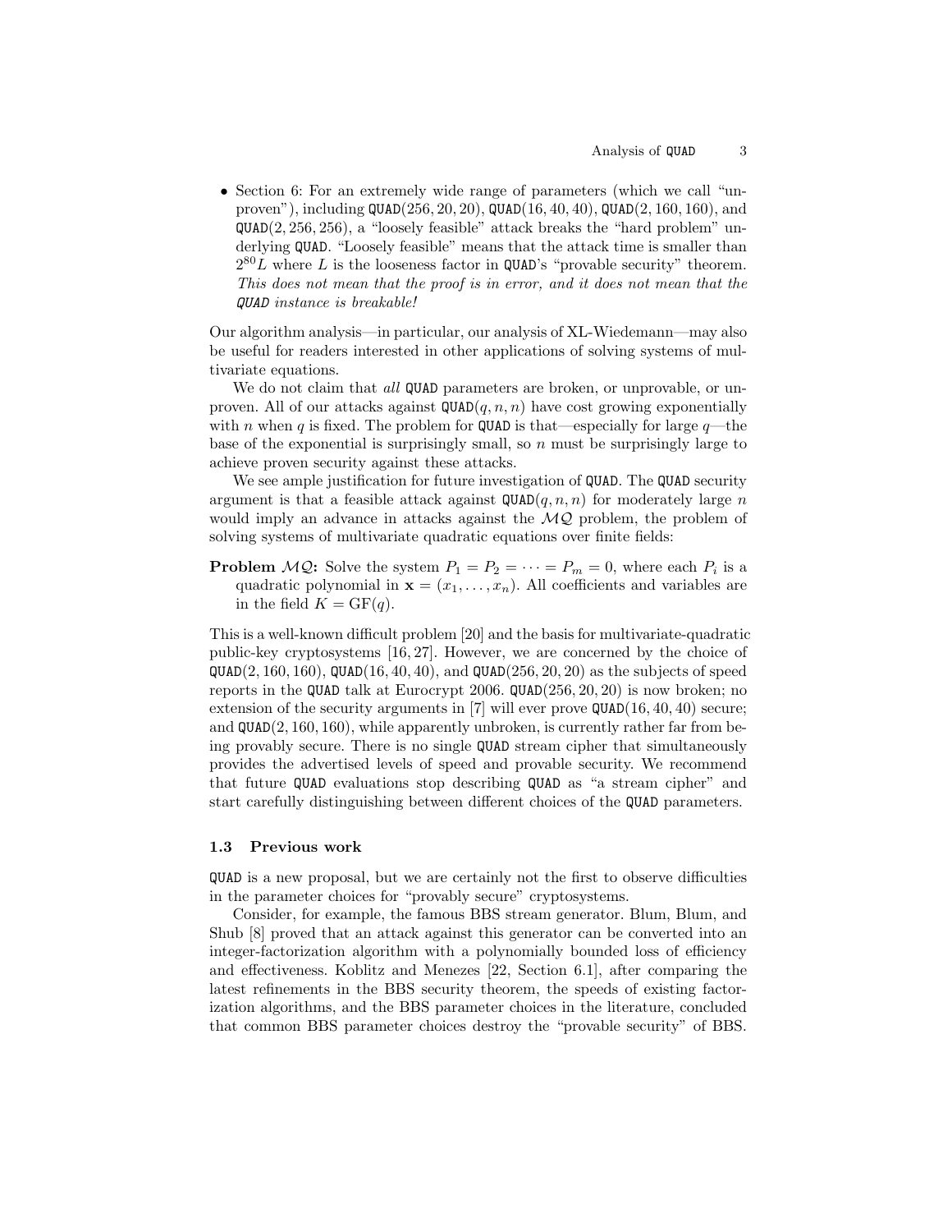- Section 6: For an extremely wide range of parameters (which we call "unproven"), including QUAD(256, 20, 20), QUAD(16, 40, 40), QUAD(2, 160, 160), and QUAD(2, 256, 256), a "loosely feasible" attack breaks the "hard problem" underlying QUAD. "Loosely feasible" means that the attack time is smaller than $2^{80}L$ where $L$ is the looseness factor in QUAD's "provable security" theorem. *This does not mean that the proof is in error, and it does not mean that the QUAD instance is breakable!*

Our algorithm analysis—in particular, our analysis of XL-Wiedemann—may also be useful for readers interested in other applications of solving systems of multivariate equations.

We do not claim that *all* QUAD parameters are broken, or unprovable, or unproven. All of our attacks against QUAD($q, n, n$) have cost growing exponentially with $n$ when $q$ is fixed. The problem for QUAD is that—especially for large $q$—the base of the exponential is surprisingly small, so $n$ must be surprisingly large to achieve proven security against these attacks.

We see ample justification for future investigation of QUAD. The QUAD security argument is that a feasible attack against QUAD($q, n, n$) for moderately large $n$ would imply an advance in attacks against the $\mathcal{MQ}$ problem, the problem of solving systems of multivariate quadratic equations over finite fields:

**Problem $\mathcal{MQ}$:** Solve the system $P_1 = P_2 = \cdots = P_m = 0$, where each $P_i$ is a quadratic polynomial in $\mathbf{x} = (x_1, \ldots, x_n)$. All coefficients and variables are in the field $K = \mathrm{GF}(q)$.

This is a well-known difficult problem [20] and the basis for multivariate-quadratic public-key cryptosystems [16, 27]. However, we are concerned by the choice of QUAD(2, 160, 160), QUAD(16, 40, 40), and QUAD(256, 20, 20) as the subjects of speed reports in the QUAD talk at Eurocrypt 2006. QUAD(256, 20, 20) is now broken; no extension of the security arguments in [7] will ever prove QUAD(16, 40, 40) secure; and QUAD(2, 160, 160), while apparently unbroken, is currently rather far from being provably secure. There is no single QUAD stream cipher that simultaneously provides the advertised levels of speed and provable security. We recommend that future QUAD evaluations stop describing QUAD as "a stream cipher" and start carefully distinguishing between different choices of the QUAD parameters.

### 1.3 Previous work

QUAD is a new proposal, but we are certainly not the first to observe difficulties in the parameter choices for "provably secure" cryptosystems.

Consider, for example, the famous BBS stream generator. Blum, Blum, and Shub [8] proved that an attack against this generator can be converted into an integer-factorization algorithm with a polynomially bounded loss of efficiency and effectiveness. Koblitz and Menezes [22, Section 6.1], after comparing the latest refinements in the BBS security theorem, the speeds of existing factorization algorithms, and the BBS parameter choices in the literature, concluded that common BBS parameter choices destroy the "provable security" of BBS.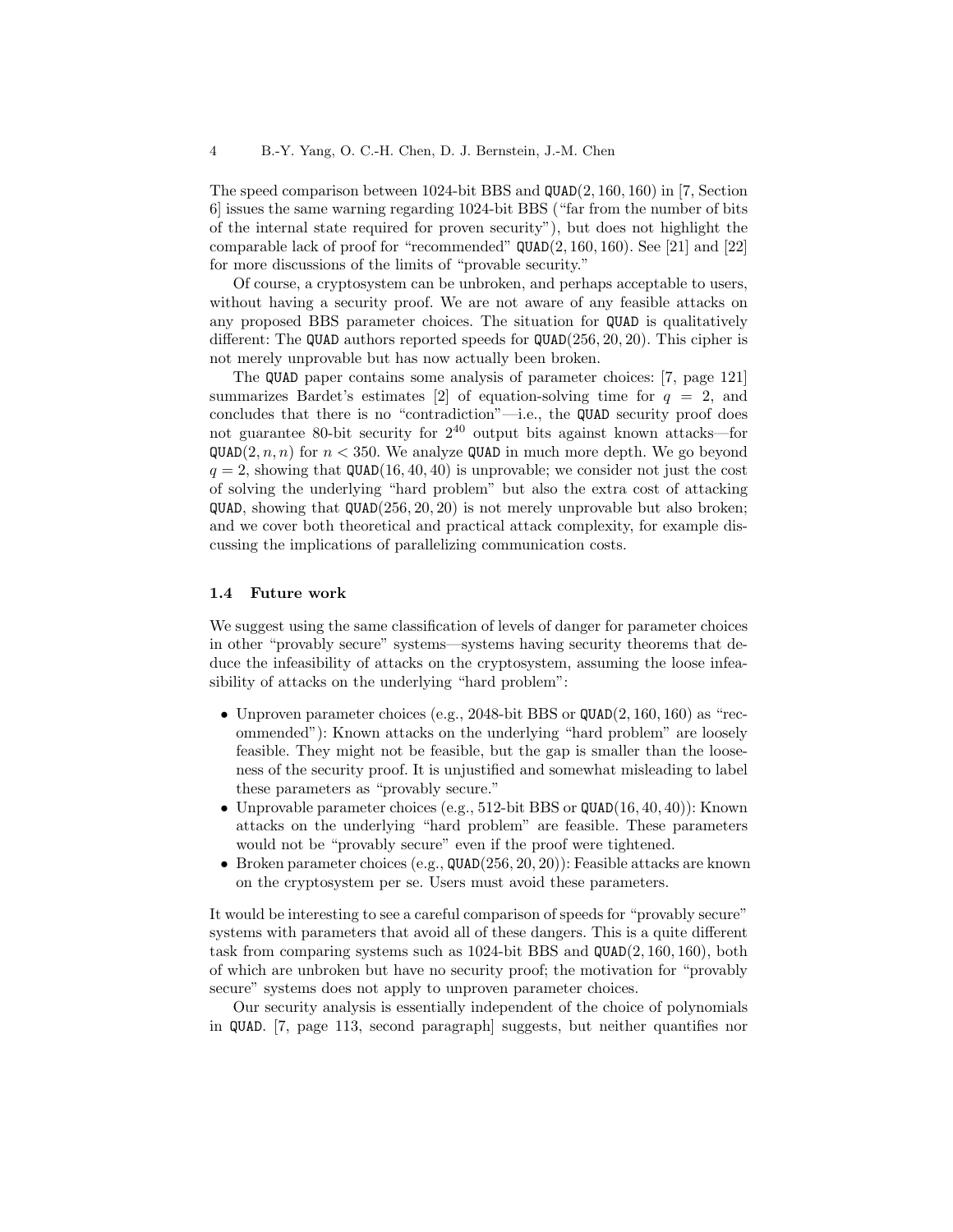The speed comparison between 1024-bit BBS and QUAD$(2, 160, 160)$ in [7, Section 6] issues the same warning regarding 1024-bit BBS ("far from the number of bits of the internal state required for proven security"), but does not highlight the comparable lack of proof for "recommended" QUAD$(2, 160, 160)$. See [21] and [22] for more discussions of the limits of "provable security."

Of course, a cryptosystem can be unbroken, and perhaps acceptable to users, without having a security proof. We are not aware of any feasible attacks on any proposed BBS parameter choices. The situation for QUAD is qualitatively different: The QUAD authors reported speeds for QUAD$(256, 20, 20)$. This cipher is not merely unprovable but has now actually been broken.

The QUAD paper contains some analysis of parameter choices: [7, page 121] summarizes Bardet's estimates [2] of equation-solving time for $q = 2$, and concludes that there is no "contradiction"—i.e., the QUAD security proof does not guarantee 80-bit security for $2^{40}$ output bits against known attacks—for QUAD$(2, n, n)$ for $n < 350$. We analyze QUAD in much more depth. We go beyond $q = 2$, showing that QUAD$(16, 40, 40)$ is unprovable; we consider not just the cost of solving the underlying "hard problem" but also the extra cost of attacking QUAD, showing that QUAD$(256, 20, 20)$ is not merely unprovable but also broken; and we cover both theoretical and practical attack complexity, for example discussing the implications of parallelizing communication costs.

### 1.4 Future work

We suggest using the same classification of levels of danger for parameter choices in other "provably secure" systems—systems having security theorems that deduce the infeasibility of attacks on the cryptosystem, assuming the loose infeasibility of attacks on the underlying "hard problem":

- Unproven parameter choices (e.g., 2048-bit BBS or QUAD$(2, 160, 160)$ as "recommended"): Known attacks on the underlying "hard problem" are loosely feasible. They might not be feasible, but the gap is smaller than the looseness of the security proof. It is unjustified and somewhat misleading to label these parameters as "provably secure."
- Unprovable parameter choices (e.g., 512-bit BBS or QUAD$(16, 40, 40)$): Known attacks on the underlying "hard problem" are feasible. These parameters would not be "provably secure" even if the proof were tightened.
- Broken parameter choices (e.g., QUAD$(256, 20, 20)$): Feasible attacks are known on the cryptosystem per se. Users must avoid these parameters.

It would be interesting to see a careful comparison of speeds for "provably secure" systems with parameters that avoid all of these dangers. This is a quite different task from comparing systems such as 1024-bit BBS and QUAD$(2, 160, 160)$, both of which are unbroken but have no security proof; the motivation for "provably secure" systems does not apply to unproven parameter choices.

Our security analysis is essentially independent of the choice of polynomials in QUAD. [7, page 113, second paragraph] suggests, but neither quantifies nor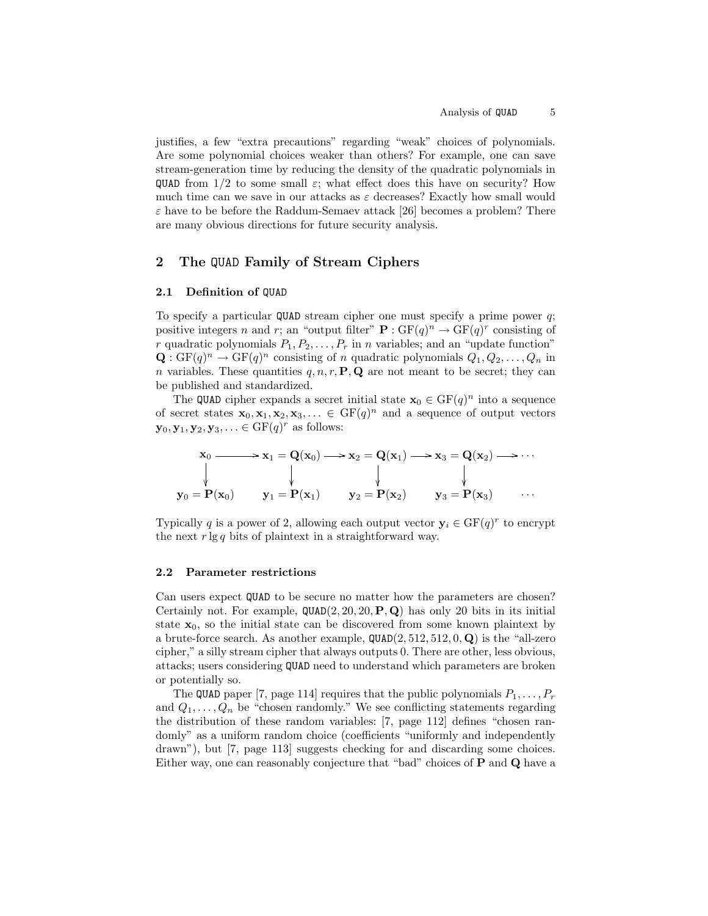justifies, a few "extra precautions" regarding "weak" choices of polynomials. Are some polynomial choices weaker than others? For example, one can save stream-generation time by reducing the density of the quadratic polynomials in QUAD from $1/2$ to some small $\varepsilon$; what effect does this have on security? How much time can we save in our attacks as $\varepsilon$ decreases? Exactly how small would $\varepsilon$ have to be before the Raddum-Semaev attack [26] becomes a problem? There are many obvious directions for future security analysis.

## 2 The QUAD Family of Stream Ciphers

### 2.1 Definition of QUAD

To specify a particular QUAD stream cipher one must specify a prime power $q$; positive integers $n$ and $r$; an "output filter" $\mathbf{P} : \mathrm{GF}(q)^n \to \mathrm{GF}(q)^r$ consisting of $r$ quadratic polynomials $P_1, P_2, \ldots, P_r$ in $n$ variables; and an "update function" $\mathbf{Q} : \mathrm{GF}(q)^n \to \mathrm{GF}(q)^n$ consisting of $n$ quadratic polynomials $Q_1, Q_2, \ldots, Q_n$ in $n$ variables. These quantities $q, n, r, \mathbf{P}, \mathbf{Q}$ are not meant to be secret; they can be published and standardized.

The QUAD cipher expands a secret initial state $\mathbf{x}_0 \in \mathrm{GF}(q)^n$ into a sequence of secret states $\mathbf{x}_0, \mathbf{x}_1, \mathbf{x}_2, \mathbf{x}_3, \ldots \in \mathrm{GF}(q)^n$ and a sequence of output vectors $\mathbf{y}_0, \mathbf{y}_1, \mathbf{y}_2, \mathbf{y}_3, \ldots \in \mathrm{GF}(q)^r$ as follows:

$$\begin{array}{ccccccccc}
\mathbf{x}_0 & \longrightarrow & \mathbf{x}_1 = \mathbf{Q}(\mathbf{x}_0) & \longrightarrow & \mathbf{x}_2 = \mathbf{Q}(\mathbf{x}_1) & \longrightarrow & \mathbf{x}_3 = \mathbf{Q}(\mathbf{x}_2) & \longrightarrow & \cdots \\
\downarrow & & \downarrow & & \downarrow & & \downarrow & & \\
\mathbf{y}_0 = \mathbf{P}(\mathbf{x}_0) & & \mathbf{y}_1 = \mathbf{P}(\mathbf{x}_1) & & \mathbf{y}_2 = \mathbf{P}(\mathbf{x}_2) & & \mathbf{y}_3 = \mathbf{P}(\mathbf{x}_3) & & \cdots
\end{array}$$

Typically $q$ is a power of 2, allowing each output vector $\mathbf{y}_i \in \mathrm{GF}(q)^r$ to encrypt the next $r \lg q$ bits of plaintext in a straightforward way.

### 2.2 Parameter restrictions

Can users expect QUAD to be secure no matter how the parameters are chosen? Certainly not. For example, QUAD$(2, 20, 20, \mathbf{P}, \mathbf{Q})$ has only 20 bits in its initial state $\mathbf{x}_0$, so the initial state can be discovered from some known plaintext by a brute-force search. As another example, QUAD$(2, 512, 512, 0, \mathbf{Q})$ is the "all-zero cipher," a silly stream cipher that always outputs 0. There are other, less obvious, attacks; users considering QUAD need to understand which parameters are broken or potentially so.

The QUAD paper [7, page 114] requires that the public polynomials $P_1, \ldots, P_r$ and $Q_1, \ldots, Q_n$ be "chosen randomly." We see conflicting statements regarding the distribution of these random variables: [7, page 112] defines "chosen randomly" as a uniform random choice (coefficients "uniformly and independently drawn"), but [7, page 113] suggests checking for and discarding some choices. Either way, one can reasonably conjecture that "bad" choices of $\mathbf{P}$ and $\mathbf{Q}$ have a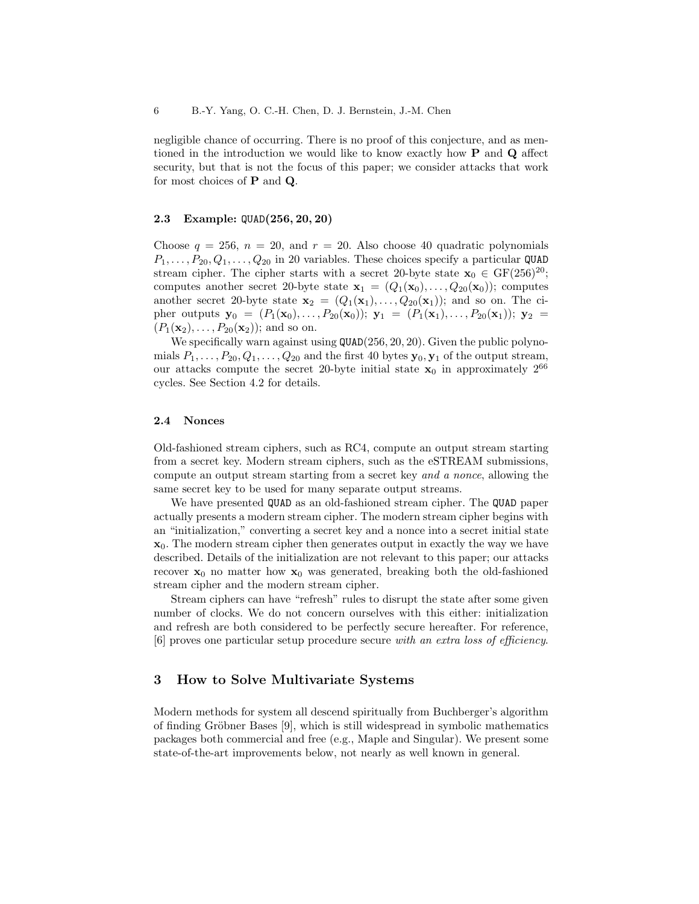negligible chance of occurring. There is no proof of this conjecture, and as mentioned in the introduction we would like to know exactly how $\mathbf{P}$ and $\mathbf{Q}$ affect security, but that is not the focus of this paper; we consider attacks that work for most choices of $\mathbf{P}$ and $\mathbf{Q}$.

### 2.3 Example: QUAD(256, 20, 20)

Choose $q = 256$, $n = 20$, and $r = 20$. Also choose 40 quadratic polynomials $P_1, \ldots, P_{20}, Q_1, \ldots, Q_{20}$ in 20 variables. These choices specify a particular QUAD stream cipher. The cipher starts with a secret 20-byte state $\mathbf{x}_0 \in \mathrm{GF}(256)^{20}$; computes another secret 20-byte state $\mathbf{x}_1 = (Q_1(\mathbf{x}_0), \ldots, Q_{20}(\mathbf{x}_0))$; computes another secret 20-byte state $\mathbf{x}_2 = (Q_1(\mathbf{x}_1), \ldots, Q_{20}(\mathbf{x}_1))$; and so on. The cipher outputs $\mathbf{y}_0 = (P_1(\mathbf{x}_0), \ldots, P_{20}(\mathbf{x}_0))$; $\mathbf{y}_1 = (P_1(\mathbf{x}_1), \ldots, P_{20}(\mathbf{x}_1))$; $\mathbf{y}_2 = (P_1(\mathbf{x}_2), \ldots, P_{20}(\mathbf{x}_2))$; and so on.

We specifically warn against using QUAD(256, 20, 20). Given the public polynomials $P_1, \ldots, P_{20}, Q_1, \ldots, Q_{20}$ and the first 40 bytes $\mathbf{y}_0, \mathbf{y}_1$ of the output stream, our attacks compute the secret 20-byte initial state $\mathbf{x}_0$ in approximately $2^{66}$ cycles. See Section 4.2 for details.

### 2.4 Nonces

Old-fashioned stream ciphers, such as RC4, compute an output stream starting from a secret key. Modern stream ciphers, such as the eSTREAM submissions, compute an output stream starting from a secret key *and a nonce*, allowing the same secret key to be used for many separate output streams.

We have presented QUAD as an old-fashioned stream cipher. The QUAD paper actually presents a modern stream cipher. The modern stream cipher begins with an "initialization," converting a secret key and a nonce into a secret initial state $\mathbf{x}_0$. The modern stream cipher then generates output in exactly the way we have described. Details of the initialization are not relevant to this paper; our attacks recover $\mathbf{x}_0$ no matter how $\mathbf{x}_0$ was generated, breaking both the old-fashioned stream cipher and the modern stream cipher.

Stream ciphers can have "refresh" rules to disrupt the state after some given number of clocks. We do not concern ourselves with this either: initialization and refresh are both considered to be perfectly secure hereafter. For reference, [6] proves one particular setup procedure secure *with an extra loss of efficiency*.

## 3 How to Solve Multivariate Systems

Modern methods for system all descend spiritually from Buchberger's algorithm of finding Gröbner Bases [9], which is still widespread in symbolic mathematics packages both commercial and free (e.g., Maple and Singular). We present some state-of-the-art improvements below, not nearly as well known in general.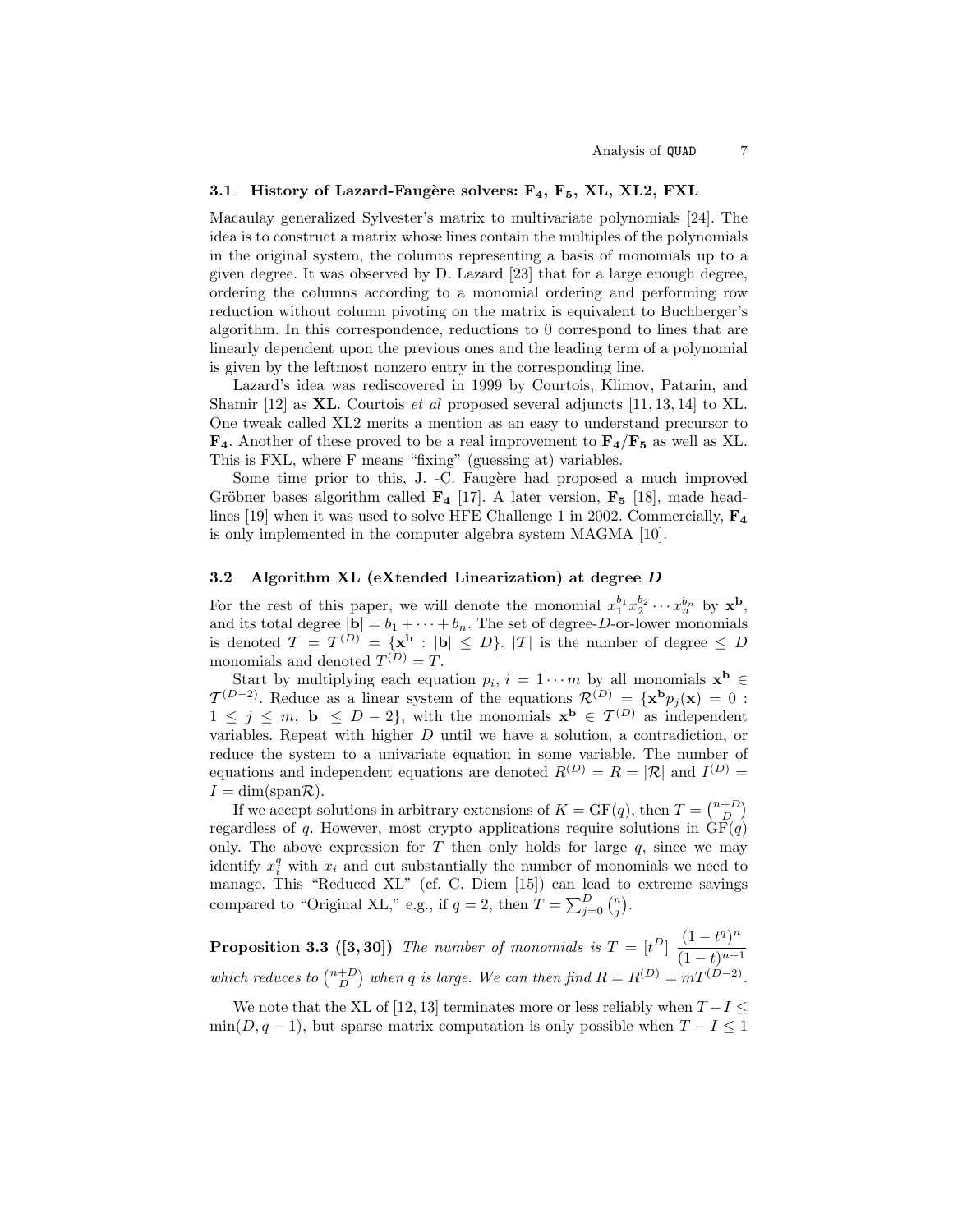### 3.1 History of Lazard-Faugère solvers: $\mathbf{F_4}$, $\mathbf{F_5}$, XL, XL2, FXL

Macaulay generalized Sylvester's matrix to multivariate polynomials [24]. The idea is to construct a matrix whose lines contain the multiples of the polynomials in the original system, the columns representing a basis of monomials up to a given degree. It was observed by D. Lazard [23] that for a large enough degree, ordering the columns according to a monomial ordering and performing row reduction without column pivoting on the matrix is equivalent to Buchberger's algorithm. In this correspondence, reductions to 0 correspond to lines that are linearly dependent upon the previous ones and the leading term of a polynomial is given by the leftmost nonzero entry in the corresponding line.

Lazard's idea was rediscovered in 1999 by Courtois, Klimov, Patarin, and Shamir [12] as **XL**. Courtois *et al* proposed several adjuncts [11, 13, 14] to XL. One tweak called XL2 merits a mention as an easy to understand precursor to $\mathbf{F_4}$. Another of these proved to be a real improvement to $\mathbf{F_4}/\mathbf{F_5}$ as well as XL. This is FXL, where F means "fixing" (guessing at) variables.

Some time prior to this, J. -C. Faugère had proposed a much improved Gröbner bases algorithm called $\mathbf{F_4}$ [17]. A later version, $\mathbf{F_5}$ [18], made headlines [19] when it was used to solve HFE Challenge 1 in 2002. Commercially, $\mathbf{F_4}$ is only implemented in the computer algebra system MAGMA [10].

### 3.2 Algorithm XL (eXtended Linearization) at degree $D$

For the rest of this paper, we will denote the monomial $x_1^{b_1}x_2^{b_2}\cdots x_n^{b_n}$ by $\mathbf{x}^{\mathbf{b}}$, and its total degree $|\mathbf{b}| = b_1 + \cdots + b_n$. The set of degree-$D$-or-lower monomials is denoted $\mathcal{T} = \mathcal{T}^{(D)} = \{\mathbf{x}^{\mathbf{b}} : |\mathbf{b}| \le D\}$. $|\mathcal{T}|$ is the number of degree $\le D$ monomials and denoted $T^{(D)} = T$.

Start by multiplying each equation $p_i$, $i = 1 \cdots m$ by all monomials $\mathbf{x}^{\mathbf{b}} \in \mathcal{T}^{(D-2)}$. Reduce as a linear system of the equations $\mathcal{R}^{(D)} = \{\mathbf{x}^{\mathbf{b}} p_j(\mathbf{x}) = 0 : 1 \le j \le m, |\mathbf{b}| \le D-2\}$, with the monomials $\mathbf{x}^{\mathbf{b}} \in \mathcal{T}^{(D)}$ as independent variables. Repeat with higher $D$ until we have a solution, a contradiction, or reduce the system to a univariate equation in some variable. The number of equations and independent equations are denoted $R^{(D)} = R = |\mathcal{R}|$ and $I^{(D)} = I = \dim(\mathrm{span}\mathcal{R})$.

If we accept solutions in arbitrary extensions of $K = \mathrm{GF}(q)$, then $T = \binom{n+D}{D}$ regardless of $q$. However, most crypto applications require solutions in $\mathrm{GF}(q)$ only. The above expression for $T$ then only holds for large $q$, since we may identify $x_i^q$ with $x_i$ and cut substantially the number of monomials we need to manage. This "Reduced XL" (cf. C. Diem [15]) can lead to extreme savings compared to "Original XL," e.g., if $q = 2$, then $T = \sum_{j=0}^{D} \binom{n}{j}$.

**Proposition 3.3 ([3, 30])** *The number of monomials is* $T = [t^D]\ \dfrac{(1-t^q)^n}{(1-t)^{n+1}}$ *which reduces to* $\binom{n+D}{D}$ *when $q$ is large. We can then find* $R = R^{(D)} = mT^{(D-2)}$.

We note that the XL of [12, 13] terminates more or less reliably when $T - I \le \min(D, q-1)$, but sparse matrix computation is only possible when $T - I \le 1$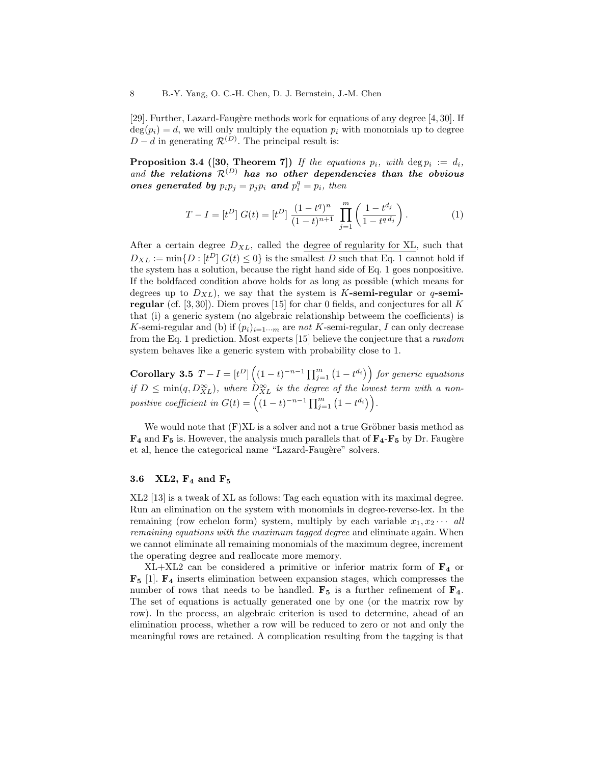[29]. Further, Lazard-Faugère methods work for equations of any degree [4, 30]. If $\deg(p_i) = d$, we will only multiply the equation $p_i$ with monomials up to degree $D - d$ in generating $\mathcal{R}^{(D)}$. The principal result is:

**Proposition 3.4 ([30, Theorem 7])** *If the equations $p_i$, with $\deg p_i := d_i$, and* ***the relations $\mathcal{R}^{(D)}$ has no other dependencies than the obvious ones generated by $p_i p_j = p_j p_i$ and $p_i^q = p_i$****, then*

$$T - I = [t^D]\, G(t) = [t^D]\, \frac{(1-t^q)^n}{(1-t)^{n+1}} \prod_{j=1}^{m} \left( \frac{1 - t^{d_j}}{1 - t^{q\, d_j}} \right). \tag{1}$$

After a certain degree $D_{XL}$, called the degree of regularity for XL, such that $D_{XL} := \min\{D : [t^D]\, G(t) \le 0\}$ is the smallest $D$ such that Eq. 1 cannot hold if the system has a solution, because the right hand side of Eq. 1 goes nonpositive. If the boldfaced condition above holds for as long as possible (which means for degrees up to $D_{XL}$), we say that the system is **$K$-semi-regular** or **$q$-semi-regular** (cf. [3, 30]). Diem proves [15] for char 0 fields, and conjectures for all $K$ that (i) a generic system (no algebraic relationship betweem the coefficients) is $K$-semi-regular and (b) if $(p_i)_{i=1\cdots m}$ are *not* $K$-semi-regular, $I$ can only decrease from the Eq. 1 prediction. Most experts [15] believe the conjecture that a *random* system behaves like a generic system with probability close to 1.

**Corollary 3.5** $T - I = [t^D] \left( (1-t)^{-n-1} \prod_{j=1}^{m} \left(1 - t^{d_i}\right) \right)$ *for generic equations if $D \le \min(q, D_{XL}^{\infty})$, where $D_{XL}^{\infty}$ is the degree of the lowest term with a non-positive coefficient in $G(t) = \left( (1-t)^{-n-1} \prod_{j=1}^{m} \left(1 - t^{d_i}\right) \right)$.*

We would note that (F)XL is a solver and not a true Gröbner basis method as $\mathbf{F_4}$ and $\mathbf{F_5}$ is. However, the analysis much parallels that of $\mathbf{F_4}$-$\mathbf{F_5}$ by Dr. Faugère et al, hence the categorical name "Lazard-Faugère" solvers.

### 3.6 XL2, $\mathbf{F_4}$ and $\mathbf{F_5}$

XL2 [13] is a tweak of XL as follows: Tag each equation with its maximal degree. Run an elimination on the system with monomials in degree-reverse-lex. In the remaining (row echelon form) system, multiply by each variable $x_1, x_2 \cdots$ *all remaining equations with the maximum tagged degree* and eliminate again. When we cannot eliminate all remaining monomials of the maximum degree, increment the operating degree and reallocate more memory.

XL+XL2 can be considered a primitive or inferior matrix form of $\mathbf{F_4}$ or $\mathbf{F_5}$ [1]. $\mathbf{F_4}$ inserts elimination between expansion stages, which compresses the number of rows that needs to be handled. $\mathbf{F_5}$ is a further refinement of $\mathbf{F_4}$. The set of equations is actually generated one by one (or the matrix row by row). In the process, an algebraic criterion is used to determine, ahead of an elimination process, whether a row will be reduced to zero or not and only the meaningful rows are retained. A complication resulting from the tagging is that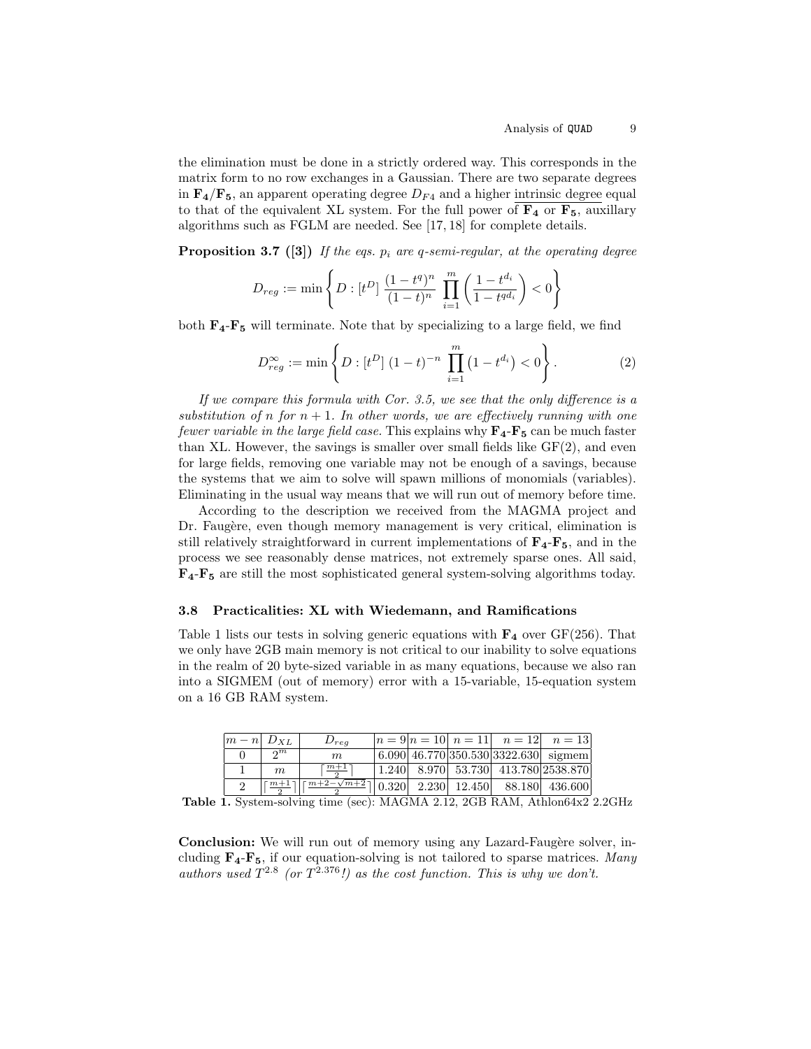the elimination must be done in a strictly ordered way. This corresponds in the matrix form to no row exchanges in a Gaussian. There are two separate degrees in $\mathbf{F_4}/\mathbf{F_5}$, an apparent operating degree $D_{F4}$ and a higher intrinsic degree equal to that of the equivalent XL system. For the full power of $\mathbf{F_4}$ or $\mathbf{F_5}$, auxillary algorithms such as FGLM are needed. See [17, 18] for complete details.

**Proposition 3.7 ([3])** *If the eqs. $p_i$ are q-semi-regular, at the operating degree*

$$D_{reg} := \min \left\{ D : [t^D] \, \frac{(1-t^q)^n}{(1-t)^n} \prod_{i=1}^{m} \left( \frac{1-t^{d_i}}{1-t^{qd_i}} \right) < 0 \right\}$$

*both $\mathbf{F_4}$-$\mathbf{F_5}$ will terminate. Note that by specializing to a large field, we find*

$$D_{reg}^{\infty} := \min \left\{ D : [t^D] \, (1-t)^{-n} \prod_{i=1}^{m} \left(1 - t^{d_i}\right) < 0 \right\}. \tag{2}$$

*If we compare this formula with Cor. 3.5, we see that the only difference is a substitution of $n$ for $n+1$. In other words, we are effectively running with one fewer variable in the large field case.* This explains why $\mathbf{F_4}$-$\mathbf{F_5}$ can be much faster than XL. However, the savings is smaller over small fields like GF(2), and even for large fields, removing one variable may not be enough of a savings, because the systems that we aim to solve will spawn millions of monomials (variables). Eliminating in the usual way means that we will run out of memory before time.

According to the description we received from the MAGMA project and Dr. Faugère, even though memory management is very critical, elimination is still relatively straightforward in current implementations of $\mathbf{F_4}$-$\mathbf{F_5}$, and in the process we see reasonably dense matrices, not extremely sparse ones. All said, $\mathbf{F_4}$-$\mathbf{F_5}$ are still the most sophisticated general system-solving algorithms today.

### 3.8 Practicalities: XL with Wiedemann, and Ramifications

Table 1 lists our tests in solving generic equations with $\mathbf{F_4}$ over GF(256). That we only have 2GB main memory is not critical to our inability to solve equations in the realm of 20 byte-sized variable in as many equations, because we also ran into a SIGMEM (out of memory) error with a 15-variable, 15-equation system on a 16 GB RAM system.

| $m-n$ | $D_{XL}$ | $D_{reg}$ | $n=9$ | $n=10$ | $n=11$ | $n=12$ | $n=13$ |
|---|---|---|---|---|---|---|---|
| 0 | $2^m$ | $m$ | 6.090 | 46.770 | 350.530 | 3322.630 | sigmem |
| 1 | $m$ | $\lceil \frac{m+1}{2} \rceil$ | 1.240 | 8.970 | 53.730 | 413.780 | 2538.870 |
| 2 | $\lceil \frac{m+1}{2} \rceil$ | $\lceil \frac{m+2-\sqrt{m+2}}{2} \rceil$ | 0.320 | 2.230 | 12.450 | 88.180 | 436.600 |

**Table 1.** System-solving time (sec): MAGMA 2.12, 2GB RAM, Athlon64x2 2.2GHz

**Conclusion:** We will run out of memory using any Lazard-Faugère solver, including $\mathbf{F_4}$-$\mathbf{F_5}$, if our equation-solving is not tailored to sparse matrices. *Many authors used $T^{2.8}$ (or $T^{2.376}$!) as the cost function. This is why we don't.*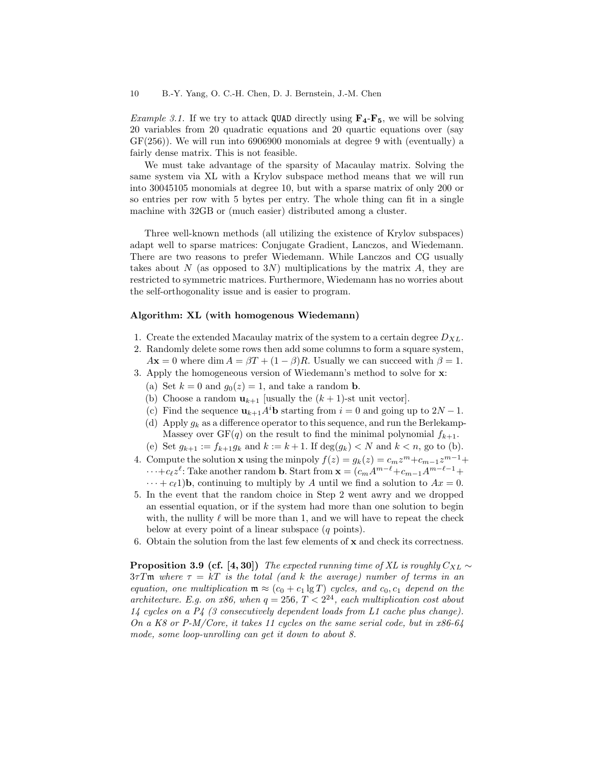*Example 3.1.* If we try to attack `QUAD` directly using $\mathbf{F_4}$-$\mathbf{F_5}$, we will be solving 20 variables from 20 quadratic equations and 20 quartic equations over (say GF(256)). We will run into 6906900 monomials at degree 9 with (eventually) a fairly dense matrix. This is not feasible.

We must take advantage of the sparsity of Macaulay matrix. Solving the same system via XL with a Krylov subspace method means that we will run into 30045105 monomials at degree 10, but with a sparse matrix of only 200 or so entries per row with 5 bytes per entry. The whole thing can fit in a single machine with 32GB or (much easier) distributed among a cluster.

Three well-known methods (all utilizing the existence of Krylov subspaces) adapt well to sparse matrices: Conjugate Gradient, Lanczos, and Wiedemann. There are two reasons to prefer Wiedemann. While Lanczos and CG usually takes about $N$ (as opposed to $3N$) multiplications by the matrix $A$, they are restricted to symmetric matrices. Furthermore, Wiedemann has no worries about the self-orthogonality issue and is easier to program.

**Algorithm: XL (with homogenous Wiedemann)**

1. Create the extended Macaulay matrix of the system to a certain degree $D_{XL}$.
2. Randomly delete some rows then add some columns to form a square system, $A\mathbf{x} = 0$ where $\dim A = \beta T + (1-\beta)R$. Usually we can succeed with $\beta = 1$.
3. Apply the homogeneous version of Wiedemann's method to solve for $\mathbf{x}$:
   (a) Set $k = 0$ and $g_0(z) = 1$, and take a random $\mathbf{b}$.
   (b) Choose a random $\mathbf{u}_{k+1}$ [usually the $(k+1)$-st unit vector].
   (c) Find the sequence $\mathbf{u}_{k+1}A^i\mathbf{b}$ starting from $i = 0$ and going up to $2N-1$.
   (d) Apply $g_k$ as a difference operator to this sequence, and run the Berlekamp-Massey over GF($q$) on the result to find the minimal polynomial $f_{k+1}$.
   (e) Set $g_{k+1} := f_{k+1}g_k$ and $k := k+1$. If $\deg(g_k) < N$ and $k < n$, go to (b).
4. Compute the solution $\mathbf{x}$ using the minpoly $f(z) = g_k(z) = c_m z^m + c_{m-1}z^{m-1} + \cdots + c_\ell z^\ell$: Take another random $\mathbf{b}$. Start from $\mathbf{x} = (c_m A^{m-\ell} + c_{m-1}A^{m-\ell-1} + \cdots + c_\ell 1)\mathbf{b}$, continuing to multiply by $A$ until we find a solution to $Ax = 0$.
5. In the event that the random choice in Step 2 went awry and we dropped an essential equation, or if the system had more than one solution to begin with, the nullity $\ell$ will be more than 1, and we will have to repeat the check below at every point of a linear subspace ($q$ points).
6. Obtain the solution from the last few elements of $\mathbf{x}$ and check its correctness.

**Proposition 3.9 (cf. [4, 30])** *The expected running time of XL is roughly $C_{XL} \sim 3\tau T\mathfrak{m}$ where $\tau = kT$ is the total (and $k$ the average) number of terms in an equation, one multiplication $\mathfrak{m} \approx (c_0 + c_1 \lg T)$ cycles, and $c_0, c_1$ depend on the architecture. E.g. on x86, when $q = 256$, $T < 2^{24}$, each multiplication cost about 14 cycles on a P4 (3 consecutively dependent loads from L1 cache plus change). On a K8 or P-M/Core, it takes 11 cycles on the same serial code, but in x86-64 mode, some loop-unrolling can get it down to about 8.*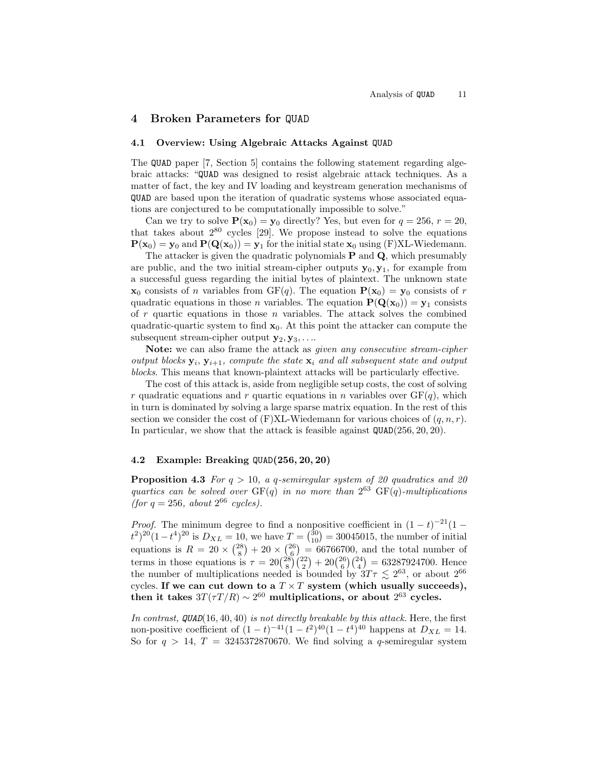## 4 Broken Parameters for QUAD

### 4.1 Overview: Using Algebraic Attacks Against QUAD

The QUAD paper [7, Section 5] contains the following statement regarding algebraic attacks: "QUAD was designed to resist algebraic attack techniques. As a matter of fact, the key and IV loading and keystream generation mechanisms of QUAD are based upon the iteration of quadratic systems whose associated equations are conjectured to be computationally impossible to solve."

Can we try to solve $\mathbf{P}(\mathbf{x}_0) = \mathbf{y}_0$ directly? Yes, but even for $q = 256$, $r = 20$, that takes about $2^{80}$ cycles [29]. We propose instead to solve the equations $\mathbf{P}(\mathbf{x}_0) = \mathbf{y}_0$ and $\mathbf{P}(\mathbf{Q}(\mathbf{x}_0)) = \mathbf{y}_1$ for the initial state $\mathbf{x}_0$ using (F)XL-Wiedemann.

The attacker is given the quadratic polynomials $\mathbf{P}$ and $\mathbf{Q}$, which presumably are public, and the two initial stream-cipher outputs $\mathbf{y}_0, \mathbf{y}_1$, for example from a successful guess regarding the initial bytes of plaintext. The unknown state $\mathbf{x}_0$ consists of $n$ variables from $\mathrm{GF}(q)$. The equation $\mathbf{P}(\mathbf{x}_0) = \mathbf{y}_0$ consists of $r$ quadratic equations in those $n$ variables. The equation $\mathbf{P}(\mathbf{Q}(\mathbf{x}_0)) = \mathbf{y}_1$ consists of $r$ quartic equations in those $n$ variables. The attack solves the combined quadratic-quartic system to find $\mathbf{x}_0$. At this point the attacker can compute the subsequent stream-cipher output $\mathbf{y}_2, \mathbf{y}_3, \ldots$.

**Note:** we can also frame the attack as *given any consecutive stream-cipher output blocks* $\mathbf{y}_i$, $\mathbf{y}_{i+1}$*, compute the state* $\mathbf{x}_i$ *and all subsequent state and output blocks*. This means that known-plaintext attacks will be particularly effective.

The cost of this attack is, aside from negligible setup costs, the cost of solving $r$ quadratic equations and $r$ quartic equations in $n$ variables over $\mathrm{GF}(q)$, which in turn is dominated by solving a large sparse matrix equation. In the rest of this section we consider the cost of (F)XL-Wiedemann for various choices of $(q, n, r)$. In particular, we show that the attack is feasible against QUAD$(256, 20, 20)$.

### 4.2 Example: Breaking QUAD(256, 20, 20)

**Proposition 4.3** *For $q > 10$, a $q$-semiregular system of 20 quadratics and 20 quartics can be solved over $\mathrm{GF}(q)$ in no more than $2^{63}$ $\mathrm{GF}(q)$-multiplications (for $q = 256$, about $2^{66}$ cycles).*

*Proof.* The minimum degree to find a nonpositive coefficient in $(1-t)^{-21}(1-t^2)^{20}(1-t^4)^{20}$ is $D_{XL} = 10$, we have $T = \binom{30}{10} = 30045015$, the number of initial equations is $R = 20 \times \binom{28}{8} + 20 \times \binom{26}{6} = 66766700$, and the total number of terms in those equations is $\tau = 20\binom{28}{8}\binom{22}{2} + 20\binom{26}{6}\binom{24}{4} = 63287924700$. Hence the number of multiplications needed is bounded by $3T\tau \lesssim 2^{63}$, or about $2^{66}$ cycles. **If we can cut down to a $T \times T$ system (which usually succeeds), then it takes $3T(\tau T/R) \sim 2^{60}$ multiplications, or about $2^{63}$ cycles.**

*In contrast,* QUAD$(16, 40, 40)$ *is not directly breakable by this attack.* Here, the first non-positive coefficient of $(1-t)^{-41}(1-t^2)^{40}(1-t^4)^{40}$ happens at $D_{XL} = 14$. So for $q > 14$, $T = 3245372870670$. We find solving a $q$-semiregular system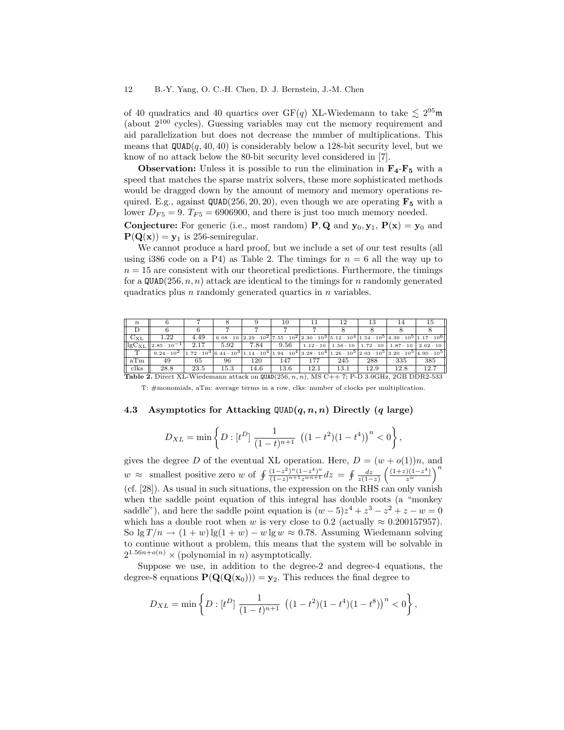of 40 quadratics and 40 quartics over GF($q$) XL-Wiedemann to take $\lesssim 2^{95}\mathfrak{m}$ (about $2^{100}$ cycles). Guessing variables may cut the memory requirement and aid parallelization but does not decrease the number of multiplications. This means that $\texttt{QUAD}(q, 40, 40)$ is considerably below a 128-bit security level, but we know of no attack below the 80-bit security level considered in [7].

**Observation:** Unless it is possible to run the elimination in $\mathbf{F_4}$-$\mathbf{F_5}$ with a speed that matches the sparse matrix solvers, these more sophisticated methods would be dragged down by the amount of memory and memory operations required. E.g., against $\texttt{QUAD}(256, 20, 20)$, even though we are operating $\mathbf{F_5}$ with a lower $D_{F5} = 9$. $T_{F5} = 6906900$, and there is just too much memory needed.

**Conjecture:** For generic (i.e., most random) $\mathbf{P}, \mathbf{Q}$ and $\mathbf{y}_0, \mathbf{y}_1$, $\mathbf{P}(\mathbf{x}) = \mathbf{y}_0$ and $\mathbf{P}(\mathbf{Q}(\mathbf{x})) = \mathbf{y}_1$ is 256-semiregular.

We cannot produce a hard proof, but we include a set of our test results (all using i386 code on a P4) as Table 2. The timings for $n = 6$ all the way up to $n = 15$ are consistent with our theoretical predictions. Furthermore, the timings for a $\texttt{QUAD}(256, n, n)$ attack are identical to the timings for $n$ randomly generated quadratics plus $n$ randomly generated quartics in $n$ variables.

| $n$ | 6 | 7 | 8 | 9 | 10 | 11 | 12 | 13 | 14 | 15 |
|---|---|---|---|---|---|---|---|---|---|---|
| D | 6 | 6 | 7 | 7 | 7 | 7 | 8 | 8 | 8 | 8 |
| $C_{XL}$ | 1.22 | 4.49 | $6.08 \cdot 10$ | $2.29 \cdot 10^2$ | $7.55 \cdot 10^2$ | $2.30 \cdot 10^3$ | $5.12 \cdot 10^4$ | $1.54 \cdot 10^5$ | $4.39 \cdot 10^5$ | $1.17 \cdot 10^6$ |
| $\lg C_{XL}$ | $2.85 \cdot 10^{-1}$ | 2.17 | 5.92 | 7.84 | 9.56 | $1.12 \cdot 10$ | $1.56 \cdot 10$ | $1.72 \cdot 10$ | $1.87 \cdot 10$ | $2.02 \cdot 10$ |
| T | $9.24 \cdot 10^2$ | $1.72 \cdot 10^3$ | $6.44 \cdot 10^3$ | $1.14 \cdot 10^4$ | $1.94 \cdot 10^4$ | $3.28 \cdot 10^4$ | $1.26 \cdot 10^5$ | $2.03 \cdot 10^5$ | $3.20 \cdot 10^5$ | $4.90 \cdot 10^5$ |
| aTm | 49 | 65 | 96 | 120 | 147 | 177 | 245 | 288 | 335 | 385 |
| clks | 28.8 | 23.5 | 15.3 | 14.6 | 13.6 | 12.1 | 13.1 | 12.9 | 12.8 | 12.7 |

**Table 2.** Direct XL-Wiedemann attack on $\texttt{QUAD}(256, n, n)$, MS C++ 7; P-D 3.0GHz, 2GB DDR2-533

T: #monomials, aTm: average terms in a row, clks: number of clocks per multiplication.

### 4.3 Asymptotics for Attacking $\texttt{QUAD}(q, n, n)$ Directly ($q$ large)

$$D_{XL} = \min \left\{ D : [t^D] \; \frac{1}{(1-t)^{n+1}} \; \left( (1-t^2)(1-t^4) \right)^n < 0 \right\},$$

gives the degree $D$ of the eventual XL operation. Here, $D = (w + o(1))n$, and $w \approx$ smallest positive zero $w$ of $\oint \frac{(1-z^2)^n(1-z^4)^n}{(1-z)^{n+1}z^{wn+1}} dz = \oint \frac{dz}{z(1-z)} \left( \frac{(1+z)(1-z^4)}{z^w} \right)^n$ (cf. [28]). As usual in such situations, the expression on the RHS can only vanish when the saddle point equation of this integral has double roots (a "monkey saddle"), and here the saddle point equation is $(w-5)z^4 + z^3 - z^2 + z - w = 0$ which has a double root when $w$ is very close to 0.2 (actually $\approx 0.200157957$). So $\lg T/n \to (1+w)\lg(1+w) - w \lg w \approx 0.78$. Assuming Wiedemann solving to continue without a problem, this means that the system will be solvable in $2^{1.56n + o(n)} \times$ (polynomial in $n$) asymptotically.

Suppose we use, in addition to the degree-2 and degree-4 equations, the degree-8 equations $\mathbf{P}(\mathbf{Q}(\mathbf{Q}(\mathbf{x}_0))) = \mathbf{y}_2$. This reduces the final degree to

$$D_{XL} = \min \left\{ D : [t^D] \; \frac{1}{(1-t)^{n+1}} \; \left( (1-t^2)(1-t^4)(1-t^8) \right)^n < 0 \right\},$$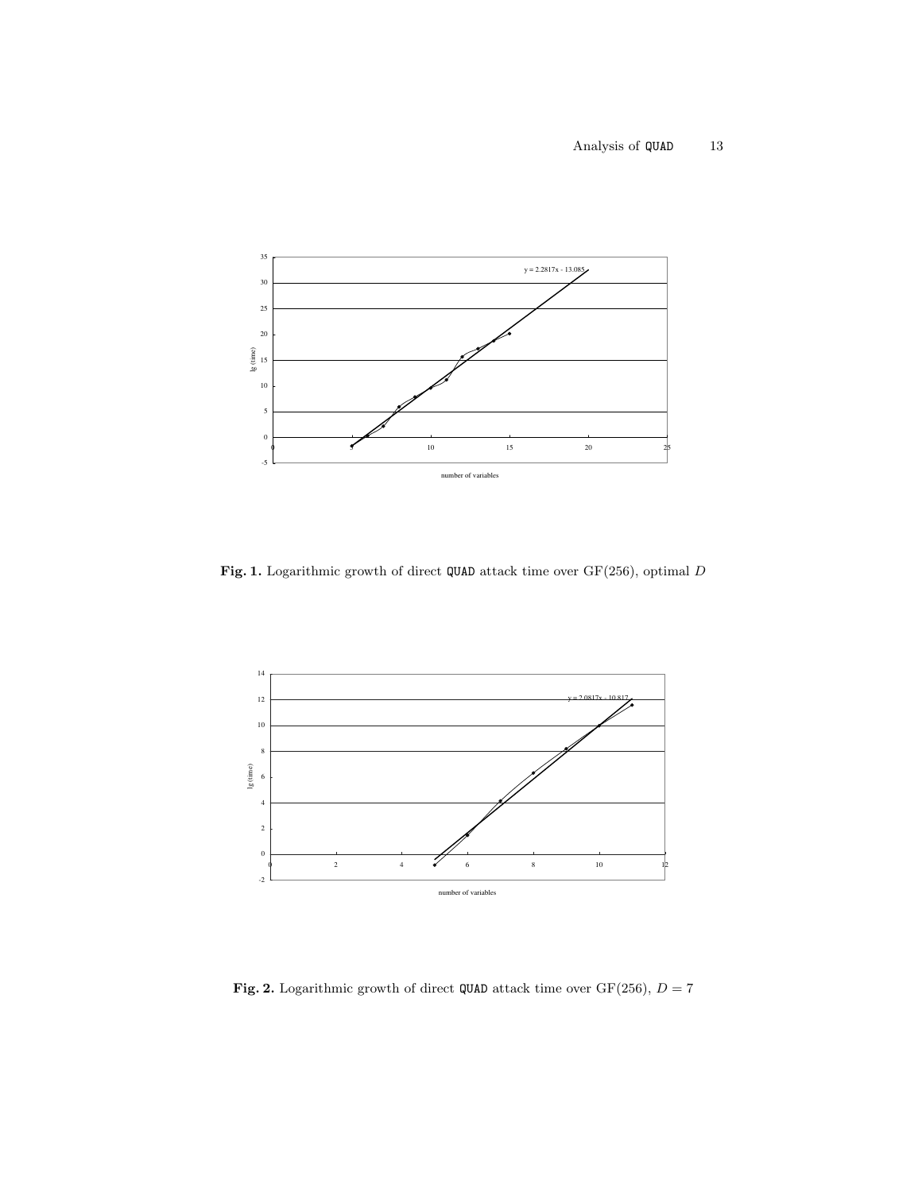Fig. 1. Logarithmic growth of direct `QUAD` attack time over GF(256), optimal $D$

Fig. 2. Logarithmic growth of direct `QUAD` attack time over GF(256), $D = 7$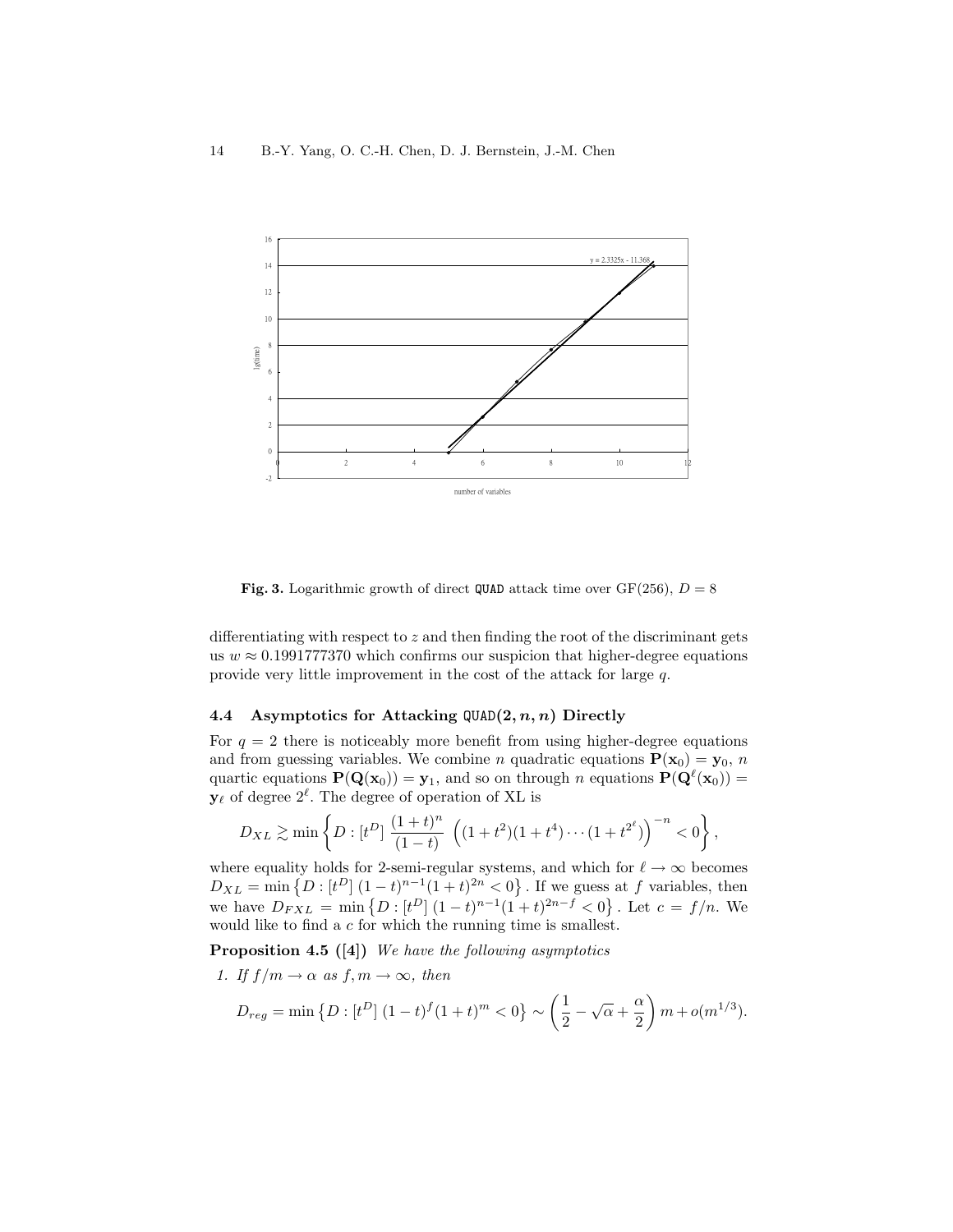**Fig. 3.** Logarithmic growth of direct `QUAD` attack time over GF(256), $D = 8$

differentiating with respect to $z$ and then finding the root of the discriminant gets us $w \approx 0.1991777370$ which confirms our suspicion that higher-degree equations provide very little improvement in the cost of the attack for large $q$.

### 4.4 Asymptotics for Attacking QUAD$(2, n, n)$ Directly

For $q = 2$ there is noticeably more benefit from using higher-degree equations and from guessing variables. We combine $n$ quadratic equations $\mathbf{P}(\mathbf{x}_0) = \mathbf{y}_0$, $n$ quartic equations $\mathbf{P}(\mathbf{Q}(\mathbf{x}_0)) = \mathbf{y}_1$, and so on through $n$ equations $\mathbf{P}(\mathbf{Q}^\ell(\mathbf{x}_0)) = \mathbf{y}_\ell$ of degree $2^\ell$. The degree of operation of XL is

$$D_{XL} \gtrsim \min\left\{D : [t^D]\ \frac{(1+t)^n}{(1-t)}\ \left((1+t^2)(1+t^4)\cdots(1+t^{2^\ell})\right)^{-n} < 0\right\},$$

where equality holds for 2-semi-regular systems, and which for $\ell \to \infty$ becomes $D_{XL} = \min\left\{D : [t^D]\ (1-t)^{n-1}(1+t)^{2n} < 0\right\}$. If we guess at $f$ variables, then we have $D_{FXL} = \min\left\{D : [t^D]\ (1-t)^{n-1}(1+t)^{2n-f} < 0\right\}$. Let $c = f/n$. We would like to find a $c$ for which the running time is smallest.

**Proposition 4.5 ([4])** *We have the following asymptotics*

1. *If $f/m \to \alpha$ as $f, m \to \infty$, then*

$$D_{reg} = \min\left\{D : [t^D]\ (1-t)^f(1+t)^m < 0\right\} \sim \left(\frac{1}{2} - \sqrt{\alpha} + \frac{\alpha}{2}\right)m + o(m^{1/3}).$$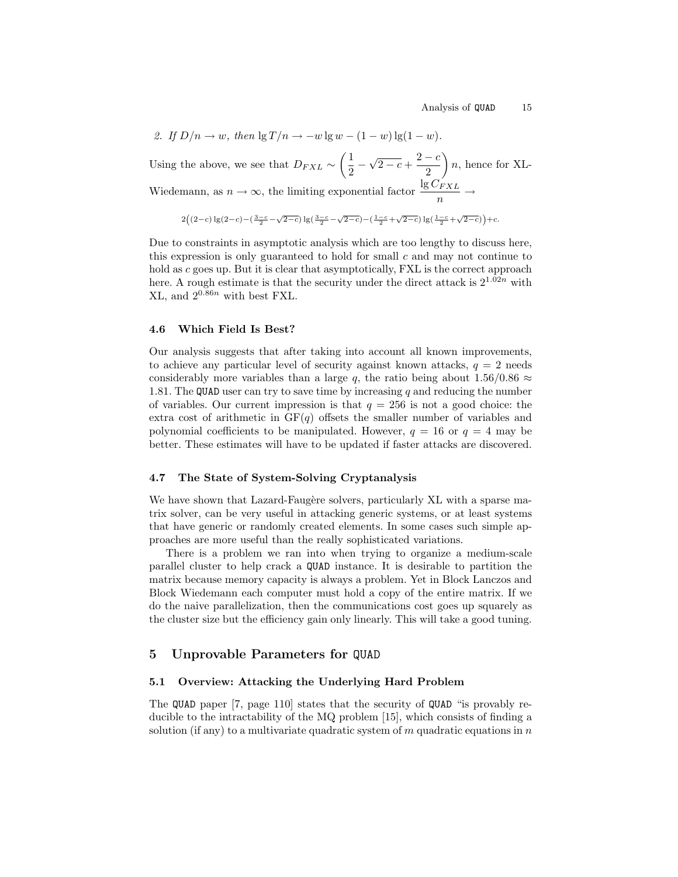*2. If $D/n \to w$, then $\lg T/n \to -w \lg w - (1-w)\lg(1-w)$.*

Using the above, we see that $D_{FXL} \sim \left(\frac{1}{2} - \sqrt{2-c} + \frac{2-c}{2}\right) n$, hence for XL-Wiedemann, as $n \to \infty$, the limiting exponential factor $\frac{\lg C_{FXL}}{n} \to$

$$2\Big((2-c)\lg(2-c) - (\tfrac{3-c}{2} - \sqrt{2-c})\lg(\tfrac{3-c}{2} - \sqrt{2-c}) - (\tfrac{1-c}{2} + \sqrt{2-c})\lg(\tfrac{1-c}{2} + \sqrt{2-c})\Big) + c.$$

Due to constraints in asymptotic analysis which are too lengthy to discuss here, this expression is only guaranteed to hold for small $c$ and may not continue to hold as $c$ goes up. But it is clear that asymptotically, FXL is the correct approach here. A rough estimate is that the security under the direct attack is $2^{1.02n}$ with XL, and $2^{0.86n}$ with best FXL.

### 4.6 Which Field Is Best?

Our analysis suggests that after taking into account all known improvements, to achieve any particular level of security against known attacks, $q = 2$ needs considerably more variables than a large $q$, the ratio being about $1.56/0.86 \approx 1.81$. The QUAD user can try to save time by increasing $q$ and reducing the number of variables. Our current impression is that $q = 256$ is not a good choice: the extra cost of arithmetic in $\mathrm{GF}(q)$ offsets the smaller number of variables and polynomial coefficients to be manipulated. However, $q = 16$ or $q = 4$ may be better. These estimates will have to be updated if faster attacks are discovered.

### 4.7 The State of System-Solving Cryptanalysis

We have shown that Lazard-Faugère solvers, particularly XL with a sparse matrix solver, can be very useful in attacking generic systems, or at least systems that have generic or randomly created elements. In some cases such simple approaches are more useful than the really sophisticated variations.

There is a problem we ran into when trying to organize a medium-scale parallel cluster to help crack a QUAD instance. It is desirable to partition the matrix because memory capacity is always a problem. Yet in Block Lanczos and Block Wiedemann each computer must hold a copy of the entire matrix. If we do the naive parallelization, then the communications cost goes up squarely as the cluster size but the efficiency gain only linearly. This will take a good tuning.

## 5 Unprovable Parameters for QUAD

### 5.1 Overview: Attacking the Underlying Hard Problem

The QUAD paper [7, page 110] states that the security of QUAD "is provably reducible to the intractability of the MQ problem [15], which consists of finding a solution (if any) to a multivariate quadratic system of $m$ quadratic equations in $n$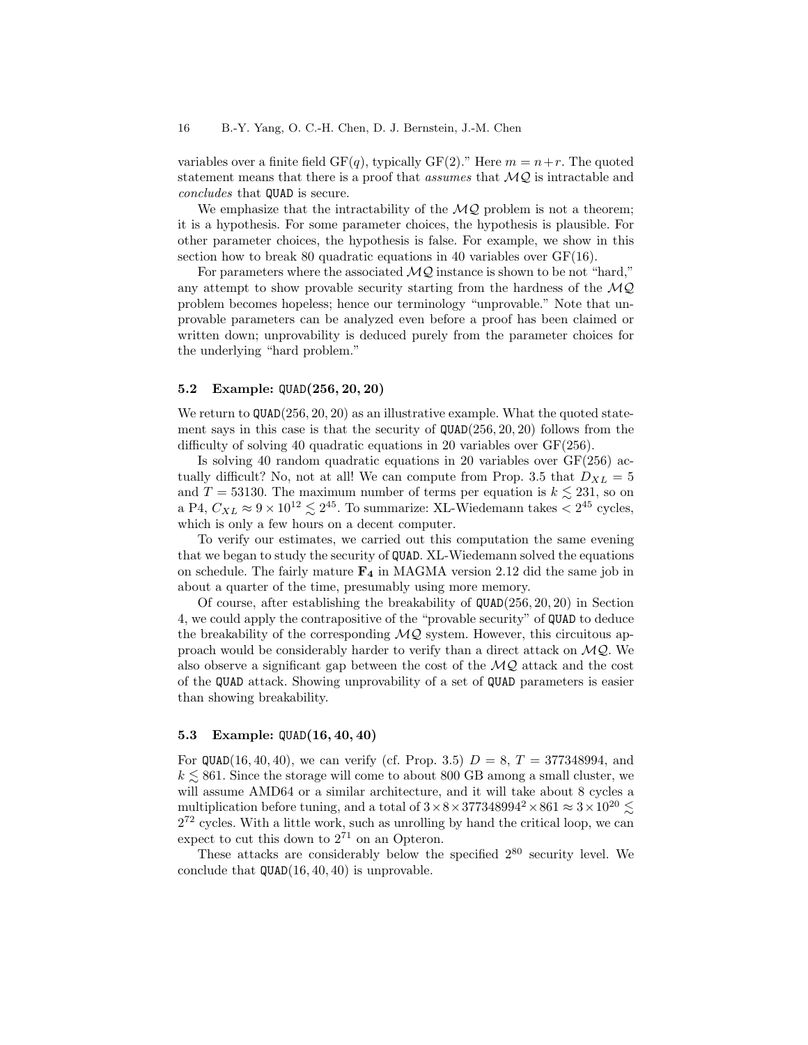variables over a finite field $\mathrm{GF}(q)$, typically $\mathrm{GF}(2)$." Here $m = n+r$. The quoted statement means that there is a proof that *assumes* that $\mathcal{MQ}$ is intractable and *concludes* that QUAD is secure.

We emphasize that the intractability of the $\mathcal{MQ}$ problem is not a theorem; it is a hypothesis. For some parameter choices, the hypothesis is plausible. For other parameter choices, the hypothesis is false. For example, we show in this section how to break 80 quadratic equations in 40 variables over $\mathrm{GF}(16)$.

For parameters where the associated $\mathcal{MQ}$ instance is shown to be not "hard," any attempt to show provable security starting from the hardness of the $\mathcal{MQ}$ problem becomes hopeless; hence our terminology "unprovable." Note that unprovable parameters can be analyzed even before a proof has been claimed or written down; unprovability is deduced purely from the parameter choices for the underlying "hard problem."

### 5.2 Example: QUAD(256, 20, 20)

We return to QUAD(256, 20, 20) as an illustrative example. What the quoted statement says in this case is that the security of QUAD(256, 20, 20) follows from the difficulty of solving 40 quadratic equations in 20 variables over $\mathrm{GF}(256)$.

Is solving 40 random quadratic equations in 20 variables over $\mathrm{GF}(256)$ actually difficult? No, not at all! We can compute from Prop. 3.5 that $D_{XL} = 5$ and $T = 53130$. The maximum number of terms per equation is $k \lesssim 231$, so on a P4, $C_{XL} \approx 9 \times 10^{12} \lesssim 2^{45}$. To summarize: XL-Wiedemann takes $< 2^{45}$ cycles, which is only a few hours on a decent computer.

To verify our estimates, we carried out this computation the same evening that we began to study the security of QUAD. XL-Wiedemann solved the equations on schedule. The fairly mature $\mathbf{F_4}$ in MAGMA version 2.12 did the same job in about a quarter of the time, presumably using more memory.

Of course, after establishing the breakability of QUAD(256, 20, 20) in Section 4, we could apply the contrapositive of the "provable security" of QUAD to deduce the breakability of the corresponding $\mathcal{MQ}$ system. However, this circuitous approach would be considerably harder to verify than a direct attack on $\mathcal{MQ}$. We also observe a significant gap between the cost of the $\mathcal{MQ}$ attack and the cost of the QUAD attack. Showing unprovability of a set of QUAD parameters is easier than showing breakability.

### 5.3 Example: QUAD(16, 40, 40)

For QUAD(16, 40, 40), we can verify (cf. Prop. 3.5) $D = 8$, $T = 377348994$, and $k \lesssim 861$. Since the storage will come to about 800 GB among a small cluster, we will assume AMD64 or a similar architecture, and it will take about 8 cycles a multiplication before tuning, and a total of $3 \times 8 \times 377348994^2 \times 861 \approx 3 \times 10^{20} \lesssim 2^{72}$ cycles. With a little work, such as unrolling by hand the critical loop, we can expect to cut this down to $2^{71}$ on an Opteron.

These attacks are considerably below the specified $2^{80}$ security level. We conclude that QUAD(16, 40, 40) is unprovable.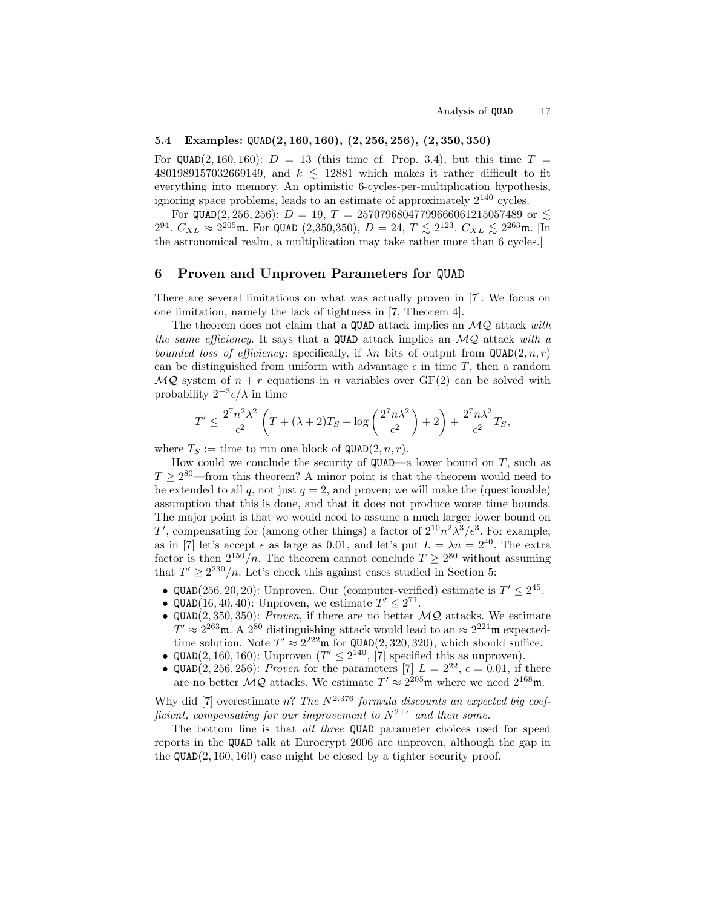### 5.4 Examples: QUAD(2, 160, 160), (2, 256, 256), (2, 350, 350)

For QUAD(2, 160, 160): $D = 13$ (this time cf. Prop. 3.4), but this time $T = 4801989157032669149$, and $k \lesssim 12881$ which makes it rather difficult to fit everything into memory. An optimistic 6-cycles-per-multiplication hypothesis, ignoring space problems, leads to an estimate of approximately $2^{140}$ cycles.

For QUAD(2, 256, 256): $D = 19$, $T = 25707968047799666061215057489$ or $\lesssim 2^{94}$. $C_{XL} \approx 2^{205}\mathfrak{m}$. For QUAD (2,350,350), $D = 24$, $T \lesssim 2^{123}$. $C_{XL} \lesssim 2^{263}\mathfrak{m}$. [In the astronomical realm, a multiplication may take rather more than 6 cycles.]

## 6 Proven and Unproven Parameters for QUAD

There are several limitations on what was actually proven in [7]. We focus on one limitation, namely the lack of tightness in [7, Theorem 4].

The theorem does not claim that a QUAD attack implies an $\mathcal{MQ}$ attack *with the same efficiency*. It says that a QUAD attack implies an $\mathcal{MQ}$ attack *with a bounded loss of efficiency*: specifically, if $\lambda n$ bits of output from QUAD$(2, n, r)$ can be distinguished from uniform with advantage $\epsilon$ in time $T$, then a random $\mathcal{MQ}$ system of $n + r$ equations in $n$ variables over GF(2) can be solved with probability $2^{-3}\epsilon/\lambda$ in time

$$T' \leq \frac{2^7 n^2 \lambda^2}{\epsilon^2}\left(T + (\lambda + 2)T_S + \log\left(\frac{2^7 n \lambda^2}{\epsilon^2}\right) + 2\right) + \frac{2^7 n \lambda^2}{\epsilon^2} T_S,$$

where $T_S :=$ time to run one block of QUAD$(2, n, r)$.

How could we conclude the security of QUAD—a lower bound on $T$, such as $T \geq 2^{80}$—from this theorem? A minor point is that the theorem would need to be extended to all $q$, not just $q = 2$, and proven; we will make the (questionable) assumption that this is done, and that it does not produce worse time bounds. The major point is that we would need to assume a much larger lower bound on $T'$, compensating for (among other things) a factor of $2^{10} n^2 \lambda^3/\epsilon^3$. For example, as in [7] let's accept $\epsilon$ as large as 0.01, and let's put $L = \lambda n = 2^{40}$. The extra factor is then $2^{150}/n$. The theorem cannot conclude $T \geq 2^{80}$ without assuming that $T' \geq 2^{230}/n$. Let's check this against cases studied in Section 5:

- QUAD(256, 20, 20): Unproven. Our (computer-verified) estimate is $T' \leq 2^{45}$.
- QUAD(16, 40, 40): Unproven, we estimate $T' \leq 2^{71}$.
- QUAD(2, 350, 350): *Proven*, if there are no better $\mathcal{MQ}$ attacks. We estimate $T' \approx 2^{263}\mathfrak{m}$. A $2^{80}$ distinguishing attack would lead to an $\approx 2^{221}\mathfrak{m}$ expected-time solution. Note $T' \approx 2^{222}\mathfrak{m}$ for QUAD(2, 320, 320), which should suffice.
- QUAD(2, 160, 160): Unproven ($T' \leq 2^{140}$, [7] specified this as unproven).
- QUAD(2, 256, 256): *Proven* for the parameters [7] $L = 2^{22}$, $\epsilon = 0.01$, if there are no better $\mathcal{MQ}$ attacks. We estimate $T' \approx 2^{205}\mathfrak{m}$ where we need $2^{168}\mathfrak{m}$.

Why did [7] overestimate $n$? *The $N^{2.376}$ formula discounts an expected big coefficient, compensating for our improvement to $N^{2+\epsilon}$ and then some.*

The bottom line is that *all three* QUAD parameter choices used for speed reports in the QUAD talk at Eurocrypt 2006 are unproven, although the gap in the QUAD(2, 160, 160) case might be closed by a tighter security proof.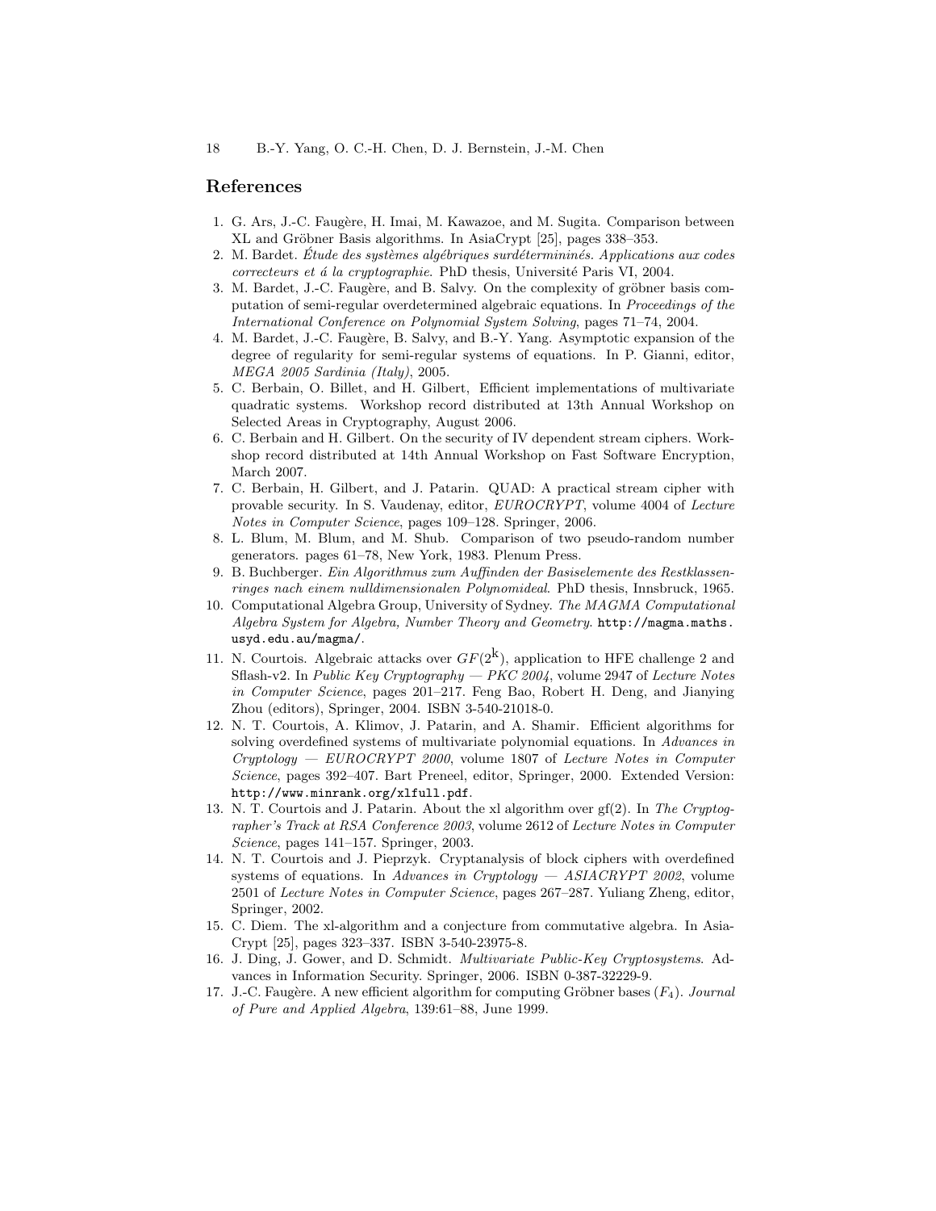## References

1. G. Ars, J.-C. Faugère, H. Imai, M. Kawazoe, and M. Sugita. Comparison between XL and Gröbner Basis algorithms. In AsiaCrypt [25], pages 338–353.
2. M. Bardet. *Étude des systèmes algébriques surdétermininés. Applications aux codes correcteurs et á la cryptographie*. PhD thesis, Université Paris VI, 2004.
3. M. Bardet, J.-C. Faugère, and B. Salvy. On the complexity of gröbner basis computation of semi-regular overdetermined algebraic equations. In *Proceedings of the International Conference on Polynomial System Solving*, pages 71–74, 2004.
4. M. Bardet, J.-C. Faugère, B. Salvy, and B.-Y. Yang. Asymptotic expansion of the degree of regularity for semi-regular systems of equations. In P. Gianni, editor, *MEGA 2005 Sardinia (Italy)*, 2005.
5. C. Berbain, O. Billet, and H. Gilbert, Efficient implementations of multivariate quadratic systems. Workshop record distributed at 13th Annual Workshop on Selected Areas in Cryptography, August 2006.
6. C. Berbain and H. Gilbert. On the security of IV dependent stream ciphers. Workshop record distributed at 14th Annual Workshop on Fast Software Encryption, March 2007.
7. C. Berbain, H. Gilbert, and J. Patarin. QUAD: A practical stream cipher with provable security. In S. Vaudenay, editor, *EUROCRYPT*, volume 4004 of *Lecture Notes in Computer Science*, pages 109–128. Springer, 2006.
8. L. Blum, M. Blum, and M. Shub. Comparison of two pseudo-random number generators. pages 61–78, New York, 1983. Plenum Press.
9. B. Buchberger. *Ein Algorithmus zum Auffinden der Basiselemente des Restklassenringes nach einem nulldimensionalen Polynomideal*. PhD thesis, Innsbruck, 1965.
10. Computational Algebra Group, University of Sydney. *The MAGMA Computational Algebra System for Algebra, Number Theory and Geometry*. `http://magma.maths.usyd.edu.au/magma/`.
11. N. Courtois. Algebraic attacks over $GF(2^{\mathrm{k}})$, application to HFE challenge 2 and Sflash-v2. In *Public Key Cryptography — PKC 2004*, volume 2947 of *Lecture Notes in Computer Science*, pages 201–217. Feng Bao, Robert H. Deng, and Jianying Zhou (editors), Springer, 2004. ISBN 3-540-21018-0.
12. N. T. Courtois, A. Klimov, J. Patarin, and A. Shamir. Efficient algorithms for solving overdefined systems of multivariate polynomial equations. In *Advances in Cryptology — EUROCRYPT 2000*, volume 1807 of *Lecture Notes in Computer Science*, pages 392–407. Bart Preneel, editor, Springer, 2000. Extended Version: `http://www.minrank.org/xlfull.pdf`.
13. N. T. Courtois and J. Patarin. About the xl algorithm over gf(2). In *The Cryptographer's Track at RSA Conference 2003*, volume 2612 of *Lecture Notes in Computer Science*, pages 141–157. Springer, 2003.
14. N. T. Courtois and J. Pieprzyk. Cryptanalysis of block ciphers with overdefined systems of equations. In *Advances in Cryptology — ASIACRYPT 2002*, volume 2501 of *Lecture Notes in Computer Science*, pages 267–287. Yuliang Zheng, editor, Springer, 2002.
15. C. Diem. The xl-algorithm and a conjecture from commutative algebra. In AsiaCrypt [25], pages 323–337. ISBN 3-540-23975-8.
16. J. Ding, J. Gower, and D. Schmidt. *Multivariate Public-Key Cryptosystems*. Advances in Information Security. Springer, 2006. ISBN 0-387-32229-9.
17. J.-C. Faugère. A new efficient algorithm for computing Gröbner bases ($F_4$). *Journal of Pure and Applied Algebra*, 139:61–88, June 1999.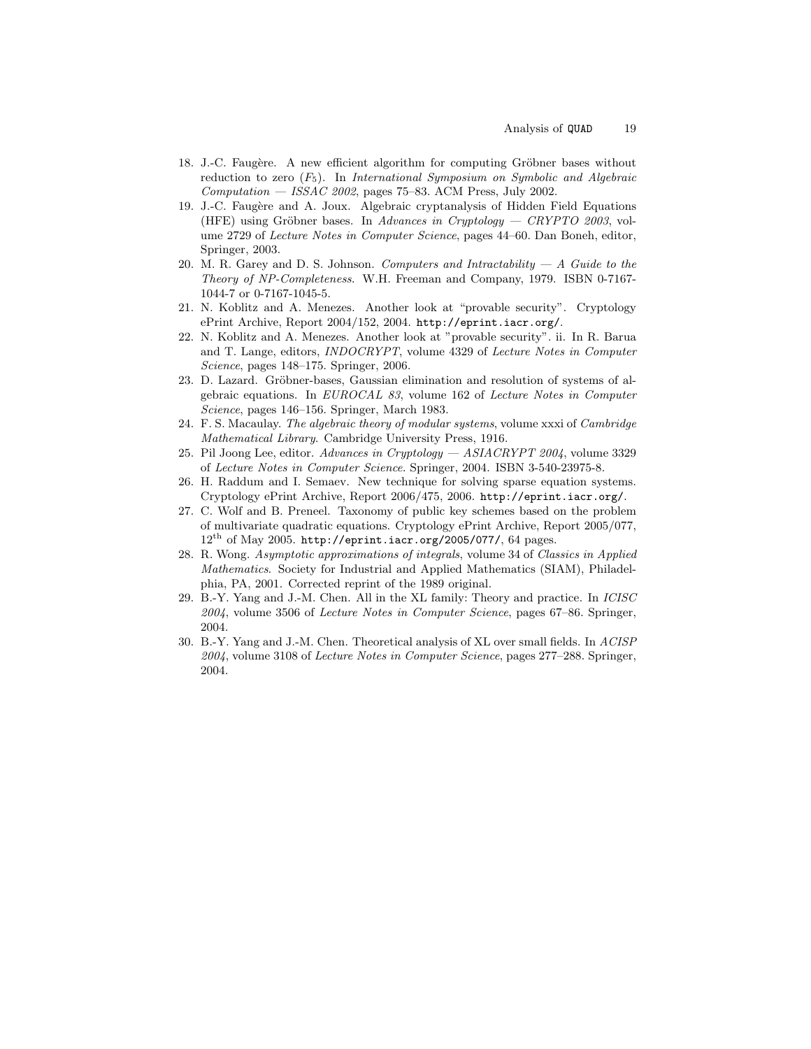18. J.-C. Faugère. A new efficient algorithm for computing Gröbner bases without reduction to zero ($F_5$). In *International Symposium on Symbolic and Algebraic Computation — ISSAC 2002*, pages 75–83. ACM Press, July 2002.
19. J.-C. Faugère and A. Joux. Algebraic cryptanalysis of Hidden Field Equations (HFE) using Gröbner bases. In *Advances in Cryptology — CRYPTO 2003*, volume 2729 of *Lecture Notes in Computer Science*, pages 44–60. Dan Boneh, editor, Springer, 2003.
20. M. R. Garey and D. S. Johnson. *Computers and Intractability — A Guide to the Theory of NP-Completeness*. W.H. Freeman and Company, 1979. ISBN 0-7167-1044-7 or 0-7167-1045-5.
21. N. Koblitz and A. Menezes. Another look at "provable security". Cryptology ePrint Archive, Report 2004/152, 2004. `http://eprint.iacr.org/`.
22. N. Koblitz and A. Menezes. Another look at "provable security". ii. In R. Barua and T. Lange, editors, *INDOCRYPT*, volume 4329 of *Lecture Notes in Computer Science*, pages 148–175. Springer, 2006.
23. D. Lazard. Gröbner-bases, Gaussian elimination and resolution of systems of algebraic equations. In *EUROCAL 83*, volume 162 of *Lecture Notes in Computer Science*, pages 146–156. Springer, March 1983.
24. F. S. Macaulay. *The algebraic theory of modular systems*, volume xxxi of *Cambridge Mathematical Library*. Cambridge University Press, 1916.
25. Pil Joong Lee, editor. *Advances in Cryptology — ASIACRYPT 2004*, volume 3329 of *Lecture Notes in Computer Science*. Springer, 2004. ISBN 3-540-23975-8.
26. H. Raddum and I. Semaev. New technique for solving sparse equation systems. Cryptology ePrint Archive, Report 2006/475, 2006. `http://eprint.iacr.org/`.
27. C. Wolf and B. Preneel. Taxonomy of public key schemes based on the problem of multivariate quadratic equations. Cryptology ePrint Archive, Report 2005/077, $12^{\text{th}}$ of May 2005. `http://eprint.iacr.org/2005/077/`, 64 pages.
28. R. Wong. *Asymptotic approximations of integrals*, volume 34 of *Classics in Applied Mathematics*. Society for Industrial and Applied Mathematics (SIAM), Philadelphia, PA, 2001. Corrected reprint of the 1989 original.
29. B.-Y. Yang and J.-M. Chen. All in the XL family: Theory and practice. In *ICISC 2004*, volume 3506 of *Lecture Notes in Computer Science*, pages 67–86. Springer, 2004.
30. B.-Y. Yang and J.-M. Chen. Theoretical analysis of XL over small fields. In *ACISP 2004*, volume 3108 of *Lecture Notes in Computer Science*, pages 277–288. Springer, 2004.